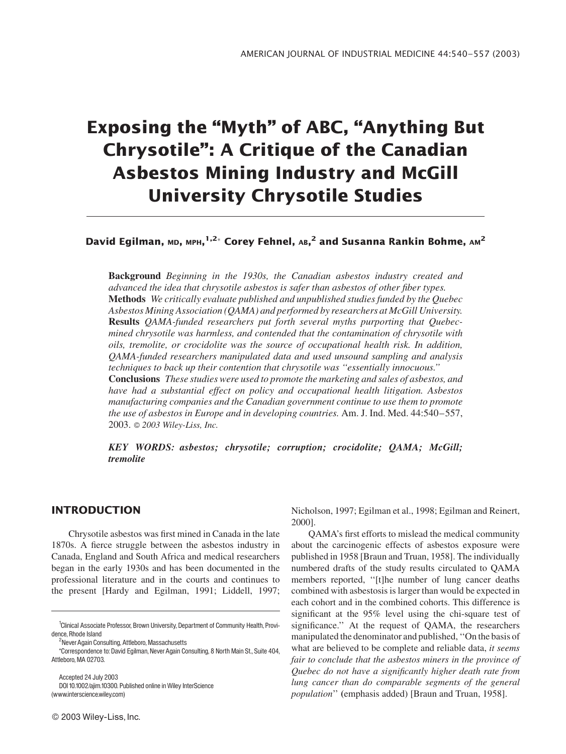# Exposing the "Myth" of ABC, "Anything But Chrysotile": A Critique of the Canadian Asbestos Mining Industry and McGill University Chrysotile Studies

**David Egilman, MD, MPH,[1,2]* Corey Fehnel, AB,[2] and Susanna Rankin Bohme, AM[2]**

**Background** *Beginning in the 1930s, the Canadian asbestos industry created and advanced the idea that chrysotile asbestos is safer than asbestos of other fiber types.*
**Methods** *We critically evaluate published and unpublished studies funded by the Quebec Asbestos Mining Association (QAMA) and performed by researchers at McGill University.*
**Results** *QAMA-funded researchers put forth several myths purporting that Quebec-mined chrysotile was harmless, and contended that the contamination of chrysotile with oils, tremolite, or crocidolite was the source of occupational health risk. In addition, QAMA-funded researchers manipulated data and used unsound sampling and analysis techniques to back up their contention that chrysotile was "essentially innocuous."*
**Conclusions** *These studies were used to promote the marketing and sales of asbestos, and have had a substantial effect on policy and occupational health litigation. Asbestos manufacturing companies and the Canadian government continue to use them to promote the use of asbestos in Europe and in developing countries.* Am. J. Ind. Med. 44:540–557, 2003. *© 2003 Wiley-Liss, Inc.*

***KEY WORDS: asbestos; chrysotile; corruption; crocidolite; QAMA; McGill; tremolite***

## INTRODUCTION

Chrysotile asbestos was first mined in Canada in the late 1870s. A fierce struggle between the asbestos industry in Canada, England and South Africa and medical researchers began in the early 1930s and has been documented in the professional literature and in the courts and continues to the present [Hardy and Egilman, 1991; Liddell, 1997; Nicholson, 1997; Egilman et al., 1998; Egilman and Reinert, 2000].

QAMA's first efforts to mislead the medical community about the carcinogenic effects of asbestos exposure were published in 1958 [Braun and Truan, 1958]. The individually numbered drafts of the study results circulated to QAMA members reported, "[t]he number of lung cancer deaths combined with asbestosis is larger than would be expected in each cohort and in the combined cohorts. This difference is significant at the 95% level using the chi-square test of significance." At the request of QAMA, the researchers manipulated the denominator and published, "On the basis of what are believed to be complete and reliable data, *it seems fair to conclude that the asbestos miners in the province of Quebec do not have a significantly higher death rate from lung cancer than do comparable segments of the general population*" (emphasis added) [Braun and Truan, 1958].

[1] Clinical Associate Professor, Brown University, Department of Community Health, Providence, Rhode Island
[2] Never Again Consulting, Attleboro, Massachusetts
*Correspondence to: David Egilman, Never Again Consulting, 8 North Main St., Suite 404, Attleboro, MA 02703.

Accepted 24 July 2003
DOI 10.1002/ajim.10300. Published online in Wiley InterScience (www.interscience.wiley.com)

© 2003 Wiley-Liss, Inc.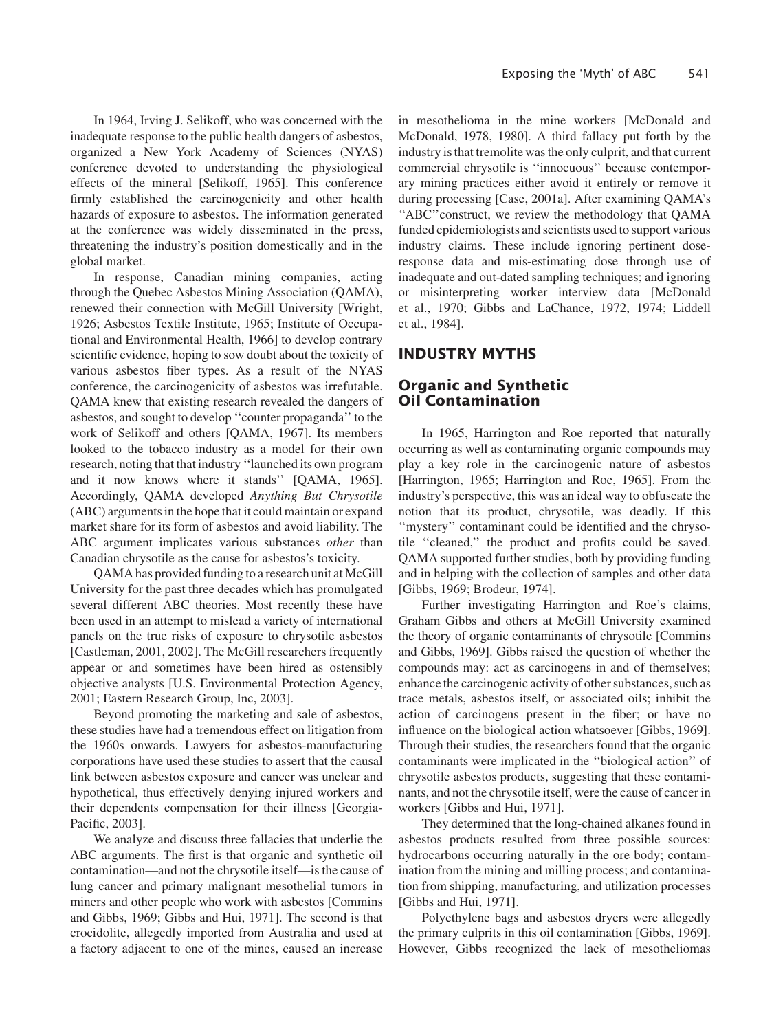In 1964, Irving J. Selikoff, who was concerned with the inadequate response to the public health dangers of asbestos, organized a New York Academy of Sciences (NYAS) conference devoted to understanding the physiological effects of the mineral [Selikoff, 1965]. This conference firmly established the carcinogenicity and other health hazards of exposure to asbestos. The information generated at the conference was widely disseminated in the press, threatening the industry's position domestically and in the global market.

In response, Canadian mining companies, acting through the Quebec Asbestos Mining Association (QAMA), renewed their connection with McGill University [Wright, 1926; Asbestos Textile Institute, 1965; Institute of Occupational and Environmental Health, 1966] to develop contrary scientific evidence, hoping to sow doubt about the toxicity of various asbestos fiber types. As a result of the NYAS conference, the carcinogenicity of asbestos was irrefutable. QAMA knew that existing research revealed the dangers of asbestos, and sought to develop ''counter propaganda'' to the work of Selikoff and others [QAMA, 1967]. Its members looked to the tobacco industry as a model for their own research, noting that that industry ''launched its own program and it now knows where it stands'' [QAMA, 1965]. Accordingly, QAMA developed *Anything But Chrysotile* (ABC) arguments in the hope that it could maintain or expand market share for its form of asbestos and avoid liability. The ABC argument implicates various substances *other* than Canadian chrysotile as the cause for asbestos's toxicity.

QAMA has provided funding to a research unit at McGill University for the past three decades which has promulgated several different ABC theories. Most recently these have been used in an attempt to mislead a variety of international panels on the true risks of exposure to chrysotile asbestos [Castleman, 2001, 2002]. The McGill researchers frequently appear or and sometimes have been hired as ostensibly objective analysts [U.S. Environmental Protection Agency, 2001; Eastern Research Group, Inc, 2003].

Beyond promoting the marketing and sale of asbestos, these studies have had a tremendous effect on litigation from the 1960s onwards. Lawyers for asbestos-manufacturing corporations have used these studies to assert that the causal link between asbestos exposure and cancer was unclear and hypothetical, thus effectively denying injured workers and their dependents compensation for their illness [Georgia-Pacific, 2003].

We analyze and discuss three fallacies that underlie the ABC arguments. The first is that organic and synthetic oil contamination—and not the chrysotile itself—is the cause of lung cancer and primary malignant mesothelial tumors in miners and other people who work with asbestos [Commins and Gibbs, 1969; Gibbs and Hui, 1971]. The second is that crocidolite, allegedly imported from Australia and used at a factory adjacent to one of the mines, caused an increase in mesothelioma in the mine workers [McDonald and McDonald, 1978, 1980]. A third fallacy put forth by the industry is that tremolite was the only culprit, and that current commercial chrysotile is ''innocuous'' because contemporary mining practices either avoid it entirely or remove it during processing [Case, 2001a]. After examining QAMA's ''ABC''construct, we review the methodology that QAMA funded epidemiologists and scientists used to support various industry claims. These include ignoring pertinent dose-response data and mis-estimating dose through use of inadequate and out-dated sampling techniques; and ignoring or misinterpreting worker interview data [McDonald et al., 1970; Gibbs and LaChance, 1972, 1974; Liddell et al., 1984].

## INDUSTRY MYTHS

### Organic and Synthetic Oil Contamination

In 1965, Harrington and Roe reported that naturally occurring as well as contaminating organic compounds may play a key role in the carcinogenic nature of asbestos [Harrington, 1965; Harrington and Roe, 1965]. From the industry's perspective, this was an ideal way to obfuscate the notion that its product, chrysotile, was deadly. If this ''mystery'' contaminant could be identified and the chrysotile ''cleaned,'' the product and profits could be saved. QAMA supported further studies, both by providing funding and in helping with the collection of samples and other data [Gibbs, 1969; Brodeur, 1974].

Further investigating Harrington and Roe's claims, Graham Gibbs and others at McGill University examined the theory of organic contaminants of chrysotile [Commins and Gibbs, 1969]. Gibbs raised the question of whether the compounds may: act as carcinogens in and of themselves; enhance the carcinogenic activity of other substances, such as trace metals, asbestos itself, or associated oils; inhibit the action of carcinogens present in the fiber; or have no influence on the biological action whatsoever [Gibbs, 1969]. Through their studies, the researchers found that the organic contaminants were implicated in the ''biological action'' of chrysotile asbestos products, suggesting that these contaminants, and not the chrysotile itself, were the cause of cancer in workers [Gibbs and Hui, 1971].

They determined that the long-chained alkanes found in asbestos products resulted from three possible sources: hydrocarbons occurring naturally in the ore body; contamination from the mining and milling process; and contamination from shipping, manufacturing, and utilization processes [Gibbs and Hui, 1971].

Polyethylene bags and asbestos dryers were allegedly the primary culprits in this oil contamination [Gibbs, 1969]. However, Gibbs recognized the lack of mesotheliomas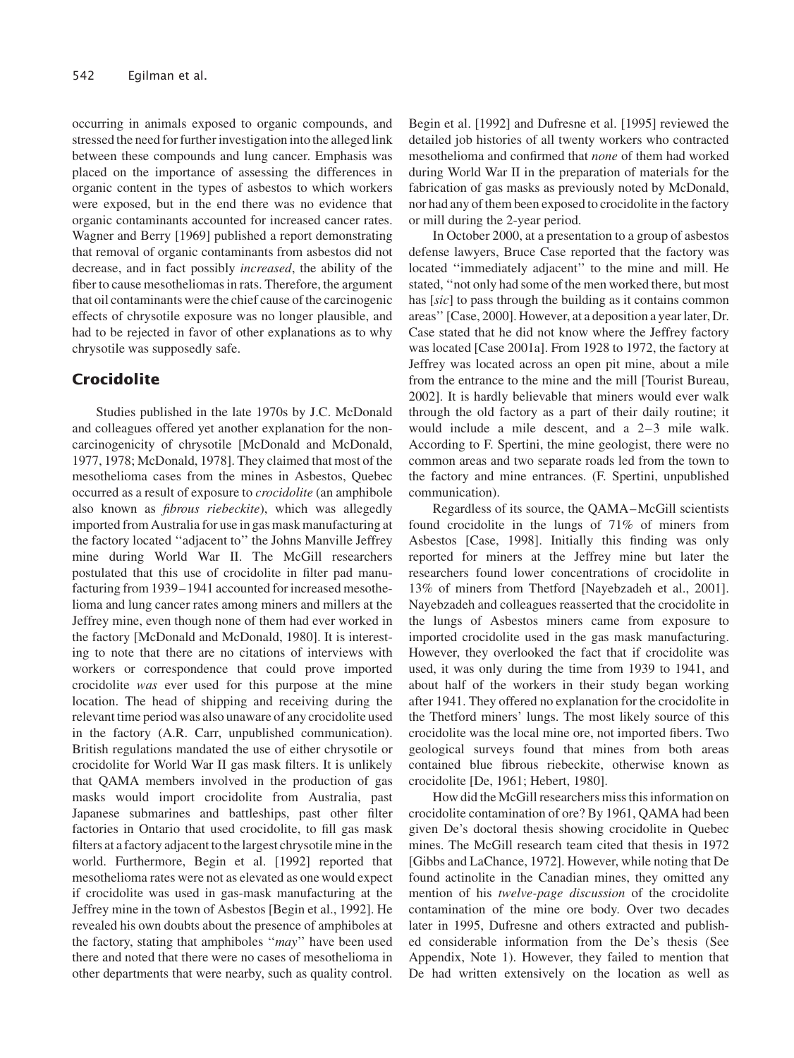occurring in animals exposed to organic compounds, and stressed the need for further investigation into the alleged link between these compounds and lung cancer. Emphasis was placed on the importance of assessing the differences in organic content in the types of asbestos to which workers were exposed, but in the end there was no evidence that organic contaminants accounted for increased cancer rates. Wagner and Berry [1969] published a report demonstrating that removal of organic contaminants from asbestos did not decrease, and in fact possibly *increased*, the ability of the fiber to cause mesotheliomas in rats. Therefore, the argument that oil contaminants were the chief cause of the carcinogenic effects of chrysotile exposure was no longer plausible, and had to be rejected in favor of other explanations as to why chrysotile was supposedly safe.

## Crocidolite

Studies published in the late 1970s by J.C. McDonald and colleagues offered yet another explanation for the non-carcinogenicity of chrysotile [McDonald and McDonald, 1977, 1978; McDonald, 1978]. They claimed that most of the mesothelioma cases from the mines in Asbestos, Quebec occurred as a result of exposure to *crocidolite* (an amphibole also known as *fibrous riebeckite*), which was allegedly imported from Australia for use in gas mask manufacturing at the factory located ''adjacent to'' the Johns Manville Jeffrey mine during World War II. The McGill researchers postulated that this use of crocidolite in filter pad manufacturing from 1939–1941 accounted for increased mesothelioma and lung cancer rates among miners and millers at the Jeffrey mine, even though none of them had ever worked in the factory [McDonald and McDonald, 1980]. It is interesting to note that there are no citations of interviews with workers or correspondence that could prove imported crocidolite *was* ever used for this purpose at the mine location. The head of shipping and receiving during the relevant time period was also unaware of any crocidolite used in the factory (A.R. Carr, unpublished communication). British regulations mandated the use of either chrysotile or crocidolite for World War II gas mask filters. It is unlikely that QAMA members involved in the production of gas masks would import crocidolite from Australia, past Japanese submarines and battleships, past other filter factories in Ontario that used crocidolite, to fill gas mask filters at a factory adjacent to the largest chrysotile mine in the world. Furthermore, Begin et al. [1992] reported that mesothelioma rates were not as elevated as one would expect if crocidolite was used in gas-mask manufacturing at the Jeffrey mine in the town of Asbestos [Begin et al., 1992]. He revealed his own doubts about the presence of amphiboles at the factory, stating that amphiboles ''*may*'' have been used there and noted that there were no cases of mesothelioma in other departments that were nearby, such as quality control. Begin et al. [1992] and Dufresne et al. [1995] reviewed the detailed job histories of all twenty workers who contracted mesothelioma and confirmed that *none* of them had worked during World War II in the preparation of materials for the fabrication of gas masks as previously noted by McDonald, nor had any of them been exposed to crocidolite in the factory or mill during the 2-year period.

In October 2000, at a presentation to a group of asbestos defense lawyers, Bruce Case reported that the factory was located ''immediately adjacent'' to the mine and mill. He stated, ''not only had some of the men worked there, but most has [*sic*] to pass through the building as it contains common areas'' [Case, 2000]. However, at a deposition a year later, Dr. Case stated that he did not know where the Jeffrey factory was located [Case 2001a]. From 1928 to 1972, the factory at Jeffrey was located across an open pit mine, about a mile from the entrance to the mine and the mill [Tourist Bureau, 2002]. It is hardly believable that miners would ever walk through the old factory as a part of their daily routine; it would include a mile descent, and a 2–3 mile walk. According to F. Spertini, the mine geologist, there were no common areas and two separate roads led from the town to the factory and mine entrances. (F. Spertini, unpublished communication).

Regardless of its source, the QAMA–McGill scientists found crocidolite in the lungs of 71% of miners from Asbestos [Case, 1998]. Initially this finding was only reported for miners at the Jeffrey mine but later the researchers found lower concentrations of crocidolite in 13% of miners from Thetford [Nayebzadeh et al., 2001]. Nayebzadeh and colleagues reasserted that the crocidolite in the lungs of Asbestos miners came from exposure to imported crocidolite used in the gas mask manufacturing. However, they overlooked the fact that if crocidolite was used, it was only during the time from 1939 to 1941, and about half of the workers in their study began working after 1941. They offered no explanation for the crocidolite in the Thetford miners' lungs. The most likely source of this crocidolite was the local mine ore, not imported fibers. Two geological surveys found that mines from both areas contained blue fibrous riebeckite, otherwise known as crocidolite [De, 1961; Hebert, 1980].

How did the McGill researchers miss this information on crocidolite contamination of ore? By 1961, QAMA had been given De's doctoral thesis showing crocidolite in Quebec mines. The McGill research team cited that thesis in 1972 [Gibbs and LaChance, 1972]. However, while noting that De found actinolite in the Canadian mines, they omitted any mention of his *twelve-page discussion* of the crocidolite contamination of the mine ore body. Over two decades later in 1995, Dufresne and others extracted and published considerable information from the De's thesis (See Appendix, Note 1). However, they failed to mention that De had written extensively on the location as well as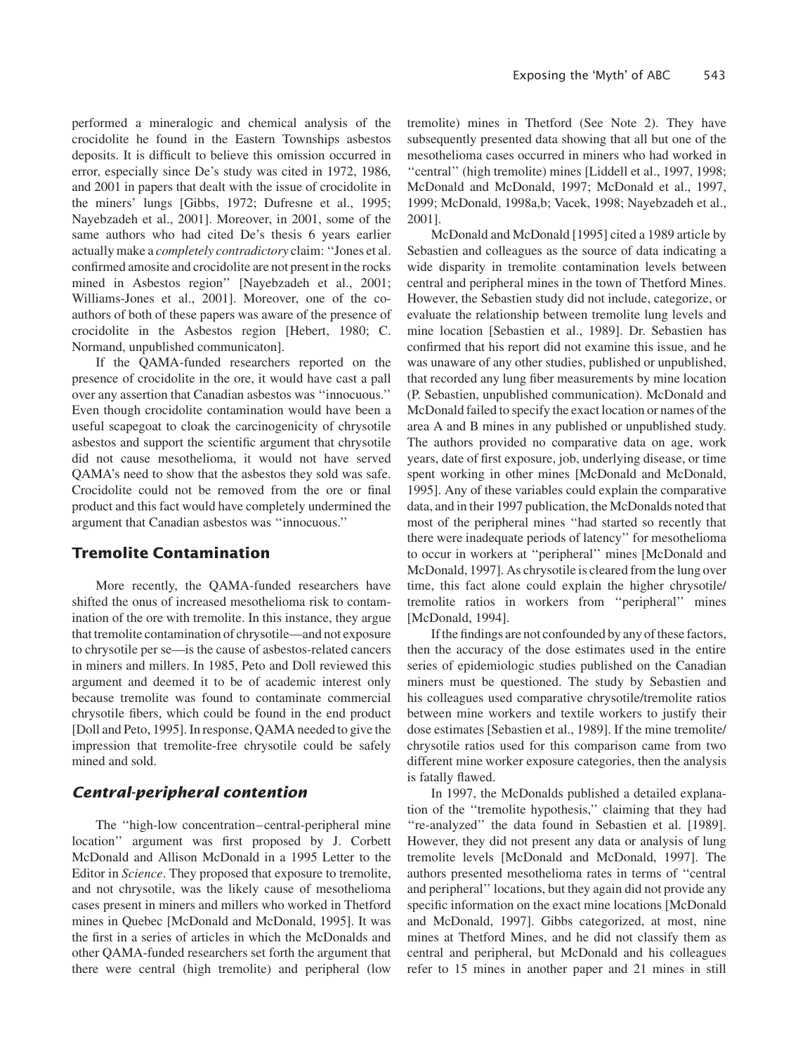performed a mineralogic and chemical analysis of the crocidolite he found in the Eastern Townships asbestos deposits. It is difficult to believe this omission occurred in error, especially since De's study was cited in 1972, 1986, and 2001 in papers that dealt with the issue of crocidolite in the miners' lungs [Gibbs, 1972; Dufresne et al., 1995; Nayebzadeh et al., 2001]. Moreover, in 2001, some of the same authors who had cited De's thesis 6 years earlier actually make a *completely contradictory* claim: ''Jones et al. confirmed amosite and crocidolite are not present in the rocks mined in Asbestos region'' [Nayebzadeh et al., 2001; Williams-Jones et al., 2001]. Moreover, one of the co-authors of both of these papers was aware of the presence of crocidolite in the Asbestos region [Hebert, 1980; C. Normand, unpublished communicaton].

If the QAMA-funded researchers reported on the presence of crocidolite in the ore, it would have cast a pall over any assertion that Canadian asbestos was ''innocuous.'' Even though crocidolite contamination would have been a useful scapegoat to cloak the carcinogenicity of chrysotile asbestos and support the scientific argument that chrysotile did not cause mesothelioma, it would not have served QAMA's need to show that the asbestos they sold was safe. Crocidolite could not be removed from the ore or final product and this fact would have completely undermined the argument that Canadian asbestos was ''innocuous.''

## Tremolite Contamination

More recently, the QAMA-funded researchers have shifted the onus of increased mesothelioma risk to contamination of the ore with tremolite. In this instance, they argue that tremolite contamination of chrysotile—and not exposure to chrysotile per se—is the cause of asbestos-related cancers in miners and millers. In 1985, Peto and Doll reviewed this argument and deemed it to be of academic interest only because tremolite was found to contaminate commercial chrysotile fibers, which could be found in the end product [Doll and Peto, 1995]. In response, QAMA needed to give the impression that tremolite-free chrysotile could be safely mined and sold.

### *Central-peripheral contention*

The ''high-low concentration–central-peripheral mine location'' argument was first proposed by J. Corbett McDonald and Allison McDonald in a 1995 Letter to the Editor in *Science*. They proposed that exposure to tremolite, and not chrysotile, was the likely cause of mesothelioma cases present in miners and millers who worked in Thetford mines in Quebec [McDonald and McDonald, 1995]. It was the first in a series of articles in which the McDonalds and other QAMA-funded researchers set forth the argument that there were central (high tremolite) and peripheral (low tremolite) mines in Thetford (See Note 2). They have subsequently presented data showing that all but one of the mesothelioma cases occurred in miners who had worked in ''central'' (high tremolite) mines [Liddell et al., 1997, 1998; McDonald and McDonald, 1997; McDonald et al., 1997, 1999; McDonald, 1998a,b; Vacek, 1998; Nayebzadeh et al., 2001].

McDonald and McDonald [1995] cited a 1989 article by Sebastien and colleagues as the source of data indicating a wide disparity in tremolite contamination levels between central and peripheral mines in the town of Thetford Mines. However, the Sebastien study did not include, categorize, or evaluate the relationship between tremolite lung levels and mine location [Sebastien et al., 1989]. Dr. Sebastien has confirmed that his report did not examine this issue, and he was unaware of any other studies, published or unpublished, that recorded any lung fiber measurements by mine location (P. Sebastien, unpublished communication). McDonald and McDonald failed to specify the exact location or names of the area A and B mines in any published or unpublished study. The authors provided no comparative data on age, work years, date of first exposure, job, underlying disease, or time spent working in other mines [McDonald and McDonald, 1995]. Any of these variables could explain the comparative data, and in their 1997 publication, the McDonalds noted that most of the peripheral mines ''had started so recently that there were inadequate periods of latency'' for mesothelioma to occur in workers at ''peripheral'' mines [McDonald and McDonald, 1997]. As chrysotile is cleared from the lung over time, this fact alone could explain the higher chrysotile/tremolite ratios in workers from ''peripheral'' mines [McDonald, 1994].

If the findings are not confounded by any of these factors, then the accuracy of the dose estimates used in the entire series of epidemiologic studies published on the Canadian miners must be questioned. The study by Sebastien and his colleagues used comparative chrysotile/tremolite ratios between mine workers and textile workers to justify their dose estimates [Sebastien et al., 1989]. If the mine tremolite/chrysotile ratios used for this comparison came from two different mine worker exposure categories, then the analysis is fatally flawed.

In 1997, the McDonalds published a detailed explanation of the ''tremolite hypothesis,'' claiming that they had ''re-analyzed'' the data found in Sebastien et al. [1989]. However, they did not present any data or analysis of lung tremolite levels [McDonald and McDonald, 1997]. The authors presented mesothelioma rates in terms of ''central and peripheral'' locations, but they again did not provide any specific information on the exact mine locations [McDonald and McDonald, 1997]. Gibbs categorized, at most, nine mines at Thetford Mines, and he did not classify them as central and peripheral, but McDonald and his colleagues refer to 15 mines in another paper and 21 mines in still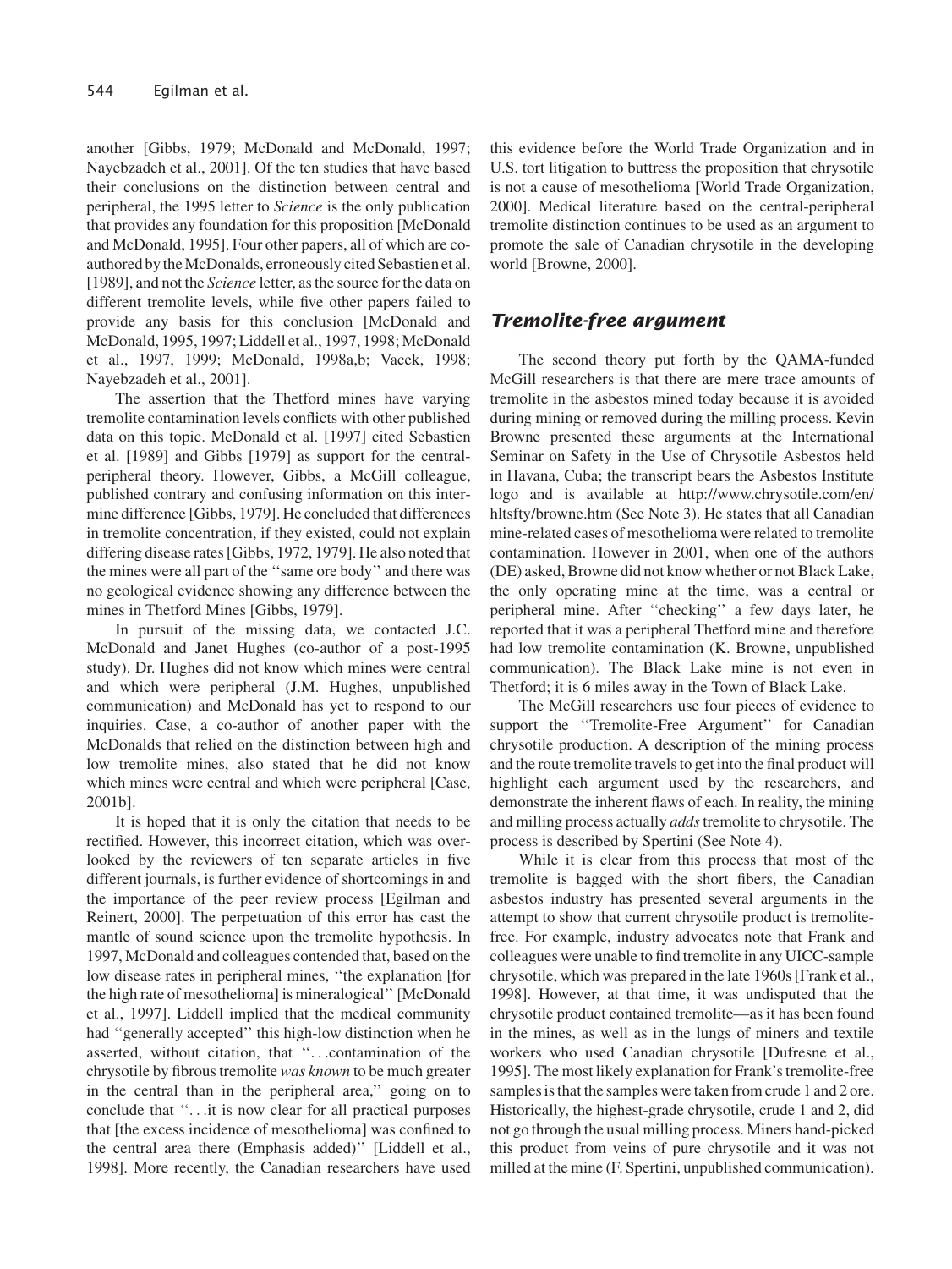another [Gibbs, 1979; McDonald and McDonald, 1997; Nayebzadeh et al., 2001]. Of the ten studies that have based their conclusions on the distinction between central and peripheral, the 1995 letter to *Science* is the only publication that provides any foundation for this proposition [McDonald and McDonald, 1995]. Four other papers, all of which are co-authored by the McDonalds, erroneously cited Sebastien et al. [1989], and not the *Science* letter, as the source for the data on different tremolite levels, while five other papers failed to provide any basis for this conclusion [McDonald and McDonald, 1995, 1997; Liddell et al., 1997, 1998; McDonald et al., 1997, 1999; McDonald, 1998a,b; Vacek, 1998; Nayebzadeh et al., 2001].

The assertion that the Thetford mines have varying tremolite contamination levels conflicts with other published data on this topic. McDonald et al. [1997] cited Sebastien et al. [1989] and Gibbs [1979] as support for the central-peripheral theory. However, Gibbs, a McGill colleague, published contrary and confusing information on this intermine difference [Gibbs, 1979]. He concluded that differences in tremolite concentration, if they existed, could not explain differing disease rates [Gibbs, 1972, 1979]. He also noted that the mines were all part of the ''same ore body'' and there was no geological evidence showing any difference between the mines in Thetford Mines [Gibbs, 1979].

In pursuit of the missing data, we contacted J.C. McDonald and Janet Hughes (co-author of a post-1995 study). Dr. Hughes did not know which mines were central and which were peripheral (J.M. Hughes, unpublished communication) and McDonald has yet to respond to our inquiries. Case, a co-author of another paper with the McDonalds that relied on the distinction between high and low tremolite mines, also stated that he did not know which mines were central and which were peripheral [Case, 2001b].

It is hoped that it is only the citation that needs to be rectified. However, this incorrect citation, which was overlooked by the reviewers of ten separate articles in five different journals, is further evidence of shortcomings in and the importance of the peer review process [Egilman and Reinert, 2000]. The perpetuation of this error has cast the mantle of sound science upon the tremolite hypothesis. In 1997, McDonald and colleagues contended that, based on the low disease rates in peripheral mines, ''the explanation [for the high rate of mesothelioma] is mineralogical'' [McDonald et al., 1997]. Liddell implied that the medical community had ''generally accepted'' this high-low distinction when he asserted, without citation, that ''. . .contamination of the chrysotile by fibrous tremolite *was known* to be much greater in the central than in the peripheral area,'' going on to conclude that ''. . .it is now clear for all practical purposes that [the excess incidence of mesothelioma] was confined to the central area there (Emphasis added)'' [Liddell et al., 1998]. More recently, the Canadian researchers have used this evidence before the World Trade Organization and in U.S. tort litigation to buttress the proposition that chrysotile is not a cause of mesothelioma [World Trade Organization, 2000]. Medical literature based on the central-peripheral tremolite distinction continues to be used as an argument to promote the sale of Canadian chrysotile in the developing world [Browne, 2000].

## Tremolite-free argument

The second theory put forth by the QAMA-funded McGill researchers is that there are mere trace amounts of tremolite in the asbestos mined today because it is avoided during mining or removed during the milling process. Kevin Browne presented these arguments at the International Seminar on Safety in the Use of Chrysotile Asbestos held in Havana, Cuba; the transcript bears the Asbestos Institute logo and is available at http://www.chrysotile.com/en/hltsfty/browne.htm (See Note 3). He states that all Canadian mine-related cases of mesothelioma were related to tremolite contamination. However in 2001, when one of the authors (DE) asked, Browne did not know whether or not Black Lake, the only operating mine at the time, was a central or peripheral mine. After ''checking'' a few days later, he reported that it was a peripheral Thetford mine and therefore had low tremolite contamination (K. Browne, unpublished communication). The Black Lake mine is not even in Thetford; it is 6 miles away in the Town of Black Lake.

The McGill researchers use four pieces of evidence to support the ''Tremolite-Free Argument'' for Canadian chrysotile production. A description of the mining process and the route tremolite travels to get into the final product will highlight each argument used by the researchers, and demonstrate the inherent flaws of each. In reality, the mining and milling process actually *adds* tremolite to chrysotile. The process is described by Spertini (See Note 4).

While it is clear from this process that most of the tremolite is bagged with the short fibers, the Canadian asbestos industry has presented several arguments in the attempt to show that current chrysotile product is tremolite-free. For example, industry advocates note that Frank and colleagues were unable to find tremolite in any UICC-sample chrysotile, which was prepared in the late 1960s [Frank et al., 1998]. However, at that time, it was undisputed that the chrysotile product contained tremolite—as it has been found in the mines, as well as in the lungs of miners and textile workers who used Canadian chrysotile [Dufresne et al., 1995]. The most likely explanation for Frank's tremolite-free samples is that the samples were taken from crude 1 and 2 ore. Historically, the highest-grade chrysotile, crude 1 and 2, did not go through the usual milling process. Miners hand-picked this product from veins of pure chrysotile and it was not milled at the mine (F. Spertini, unpublished communication).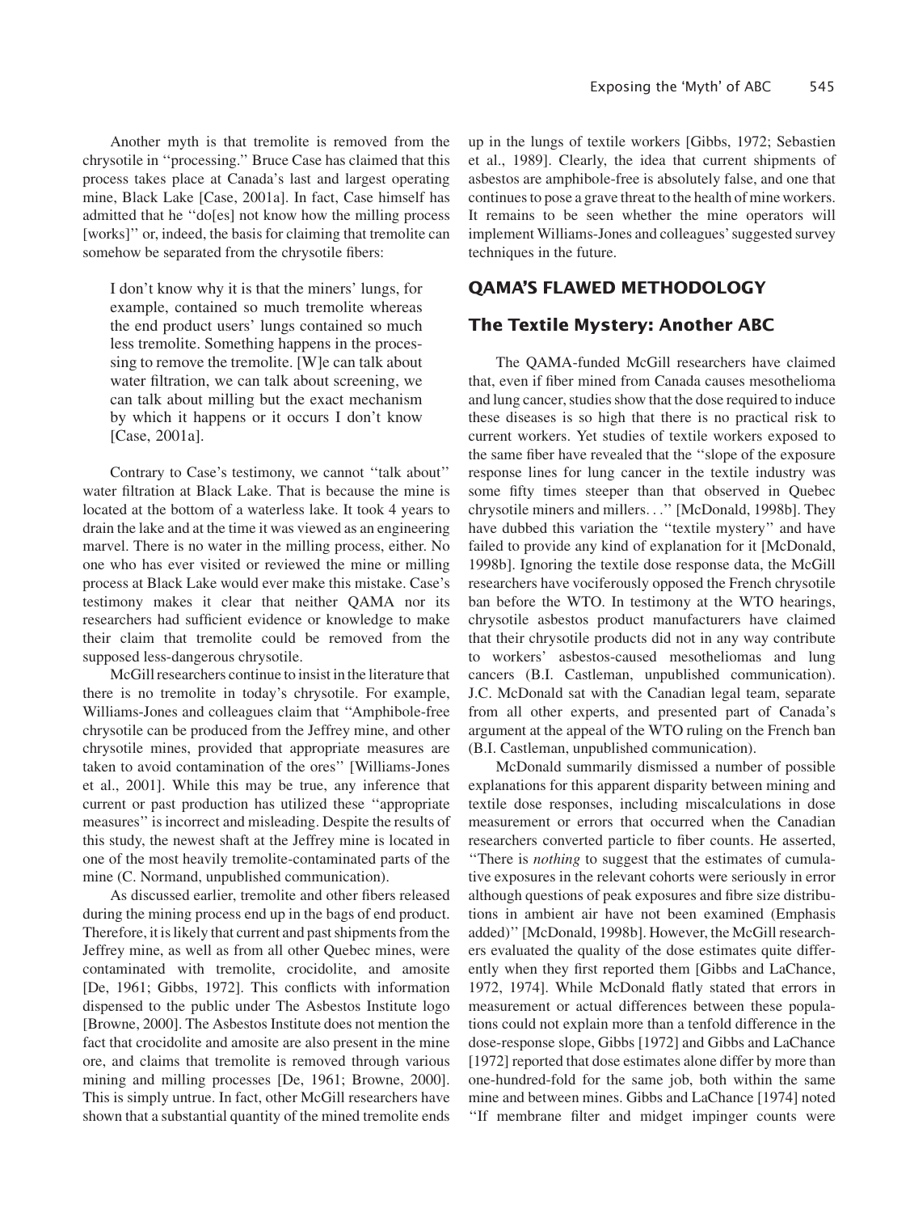Another myth is that tremolite is removed from the chrysotile in ''processing.'' Bruce Case has claimed that this process takes place at Canada's last and largest operating mine, Black Lake [Case, 2001a]. In fact, Case himself has admitted that he ''do[es] not know how the milling process [works]'' or, indeed, the basis for claiming that tremolite can somehow be separated from the chrysotile fibers:

> I don't know why it is that the miners' lungs, for example, contained so much tremolite whereas the end product users' lungs contained so much less tremolite. Something happens in the processing to remove the tremolite. [W]e can talk about water filtration, we can talk about screening, we can talk about milling but the exact mechanism by which it happens or it occurs I don't know [Case, 2001a].

Contrary to Case's testimony, we cannot ''talk about'' water filtration at Black Lake. That is because the mine is located at the bottom of a waterless lake. It took 4 years to drain the lake and at the time it was viewed as an engineering marvel. There is no water in the milling process, either. No one who has ever visited or reviewed the mine or milling process at Black Lake would ever make this mistake. Case's testimony makes it clear that neither QAMA nor its researchers had sufficient evidence or knowledge to make their claim that tremolite could be removed from the supposed less-dangerous chrysotile.

McGill researchers continue to insist in the literature that there is no tremolite in today's chrysotile. For example, Williams-Jones and colleagues claim that ''Amphibole-free chrysotile can be produced from the Jeffrey mine, and other chrysotile mines, provided that appropriate measures are taken to avoid contamination of the ores'' [Williams-Jones et al., 2001]. While this may be true, any inference that current or past production has utilized these ''appropriate measures'' is incorrect and misleading. Despite the results of this study, the newest shaft at the Jeffrey mine is located in one of the most heavily tremolite-contaminated parts of the mine (C. Normand, unpublished communication).

As discussed earlier, tremolite and other fibers released during the mining process end up in the bags of end product. Therefore, it is likely that current and past shipments from the Jeffrey mine, as well as from all other Quebec mines, were contaminated with tremolite, crocidolite, and amosite [De, 1961; Gibbs, 1972]. This conflicts with information dispensed to the public under The Asbestos Institute logo [Browne, 2000]. The Asbestos Institute does not mention the fact that crocidolite and amosite are also present in the mine ore, and claims that tremolite is removed through various mining and milling processes [De, 1961; Browne, 2000]. This is simply untrue. In fact, other McGill researchers have shown that a substantial quantity of the mined tremolite ends up in the lungs of textile workers [Gibbs, 1972; Sebastien et al., 1989]. Clearly, the idea that current shipments of asbestos are amphibole-free is absolutely false, and one that continues to pose a grave threat to the health of mine workers. It remains to be seen whether the mine operators will implement Williams-Jones and colleagues' suggested survey techniques in the future.

## QAMA'S FLAWED METHODOLOGY

### The Textile Mystery: Another ABC

The QAMA-funded McGill researchers have claimed that, even if fiber mined from Canada causes mesothelioma and lung cancer, studies show that the dose required to induce these diseases is so high that there is no practical risk to current workers. Yet studies of textile workers exposed to the same fiber have revealed that the ''slope of the exposure response lines for lung cancer in the textile industry was some fifty times steeper than that observed in Quebec chrysotile miners and millers. . .'' [McDonald, 1998b]. They have dubbed this variation the ''textile mystery'' and have failed to provide any kind of explanation for it [McDonald, 1998b]. Ignoring the textile dose response data, the McGill researchers have vociferously opposed the French chrysotile ban before the WTO. In testimony at the WTO hearings, chrysotile asbestos product manufacturers have claimed that their chrysotile products did not in any way contribute to workers' asbestos-caused mesotheliomas and lung cancers (B.I. Castleman, unpublished communication). J.C. McDonald sat with the Canadian legal team, separate from all other experts, and presented part of Canada's argument at the appeal of the WTO ruling on the French ban (B.I. Castleman, unpublished communication).

McDonald summarily dismissed a number of possible explanations for this apparent disparity between mining and textile dose responses, including miscalculations in dose measurement or errors that occurred when the Canadian researchers converted particle to fiber counts. He asserted, ''There is *nothing* to suggest that the estimates of cumulative exposures in the relevant cohorts were seriously in error although questions of peak exposures and fibre size distributions in ambient air have not been examined (Emphasis added)'' [McDonald, 1998b]. However, the McGill researchers evaluated the quality of the dose estimates quite differently when they first reported them [Gibbs and LaChance, 1972, 1974]. While McDonald flatly stated that errors in measurement or actual differences between these populations could not explain more than a tenfold difference in the dose-response slope, Gibbs [1972] and Gibbs and LaChance [1972] reported that dose estimates alone differ by more than one-hundred-fold for the same job, both within the same mine and between mines. Gibbs and LaChance [1974] noted ''If membrane filter and midget impinger counts were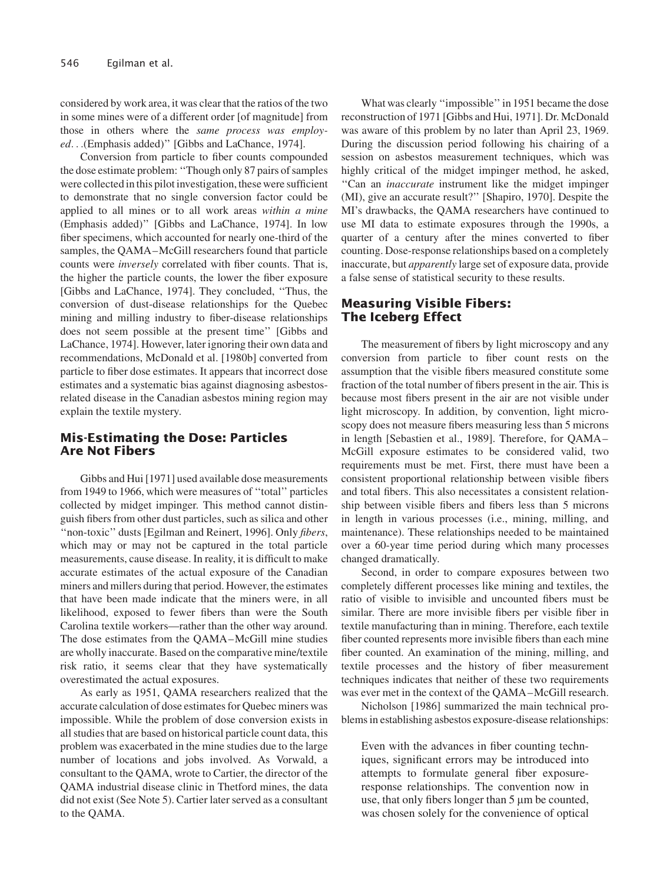considered by work area, it was clear that the ratios of the two in some mines were of a different order [of magnitude] from those in others where the *same process was employed*. . .(Emphasis added)'' [Gibbs and LaChance, 1974].

Conversion from particle to fiber counts compounded the dose estimate problem: ''Though only 87 pairs of samples were collected in this pilot investigation, these were sufficient to demonstrate that no single conversion factor could be applied to all mines or to all work areas *within a mine* (Emphasis added)'' [Gibbs and LaChance, 1974]. In low fiber specimens, which accounted for nearly one-third of the samples, the QAMA–McGill researchers found that particle counts were *inversely* correlated with fiber counts. That is, the higher the particle counts, the lower the fiber exposure [Gibbs and LaChance, 1974]. They concluded, ''Thus, the conversion of dust-disease relationships for the Quebec mining and milling industry to fiber-disease relationships does not seem possible at the present time'' [Gibbs and LaChance, 1974]. However, later ignoring their own data and recommendations, McDonald et al. [1980b] converted from particle to fiber dose estimates. It appears that incorrect dose estimates and a systematic bias against diagnosing asbestos-related disease in the Canadian asbestos mining region may explain the textile mystery.

## Mis-Estimating the Dose: Particles Are Not Fibers

Gibbs and Hui [1971] used available dose measurements from 1949 to 1966, which were measures of ''total'' particles collected by midget impinger. This method cannot distinguish fibers from other dust particles, such as silica and other ''non-toxic'' dusts [Egilman and Reinert, 1996]. Only *fibers*, which may or may not be captured in the total particle measurements, cause disease. In reality, it is difficult to make accurate estimates of the actual exposure of the Canadian miners and millers during that period. However, the estimates that have been made indicate that the miners were, in all likelihood, exposed to fewer fibers than were the South Carolina textile workers—rather than the other way around. The dose estimates from the QAMA–McGill mine studies are wholly inaccurate. Based on the comparative mine/textile risk ratio, it seems clear that they have systematically overestimated the actual exposures.

As early as 1951, QAMA researchers realized that the accurate calculation of dose estimates for Quebec miners was impossible. While the problem of dose conversion exists in all studies that are based on historical particle count data, this problem was exacerbated in the mine studies due to the large number of locations and jobs involved. As Vorwald, a consultant to the QAMA, wrote to Cartier, the director of the QAMA industrial disease clinic in Thetford mines, the data did not exist (See Note 5). Cartier later served as a consultant to the QAMA.

What was clearly ''impossible'' in 1951 became the dose reconstruction of 1971 [Gibbs and Hui, 1971]. Dr. McDonald was aware of this problem by no later than April 23, 1969. During the discussion period following his chairing of a session on asbestos measurement techniques, which was highly critical of the midget impinger method, he asked, ''Can an *inaccurate* instrument like the midget impinger (MI), give an accurate result?'' [Shapiro, 1970]. Despite the MI's drawbacks, the QAMA researchers have continued to use MI data to estimate exposures through the 1990s, a quarter of a century after the mines converted to fiber counting. Dose-response relationships based on a completely inaccurate, but *apparently* large set of exposure data, provide a false sense of statistical security to these results.

## Measuring Visible Fibers: The Iceberg Effect

The measurement of fibers by light microscopy and any conversion from particle to fiber count rests on the assumption that the visible fibers measured constitute some fraction of the total number of fibers present in the air. This is because most fibers present in the air are not visible under light microscopy. In addition, by convention, light microscopy does not measure fibers measuring less than 5 microns in length [Sebastien et al., 1989]. Therefore, for QAMA–McGill exposure estimates to be considered valid, two requirements must be met. First, there must have been a consistent proportional relationship between visible fibers and total fibers. This also necessitates a consistent relationship between visible fibers and fibers less than 5 microns in length in various processes (i.e., mining, milling, and maintenance). These relationships needed to be maintained over a 60-year time period during which many processes changed dramatically.

Second, in order to compare exposures between two completely different processes like mining and textiles, the ratio of visible to invisible and uncounted fibers must be similar. There are more invisible fibers per visible fiber in textile manufacturing than in mining. Therefore, each textile fiber counted represents more invisible fibers than each mine fiber counted. An examination of the mining, milling, and textile processes and the history of fiber measurement techniques indicates that neither of these two requirements was ever met in the context of the QAMA–McGill research.

Nicholson [1986] summarized the main technical problems in establishing asbestos exposure-disease relationships:

> Even with the advances in fiber counting techniques, significant errors may be introduced into attempts to formulate general fiber exposure-response relationships. The convention now in use, that only fibers longer than 5 µm be counted, was chosen solely for the convenience of optical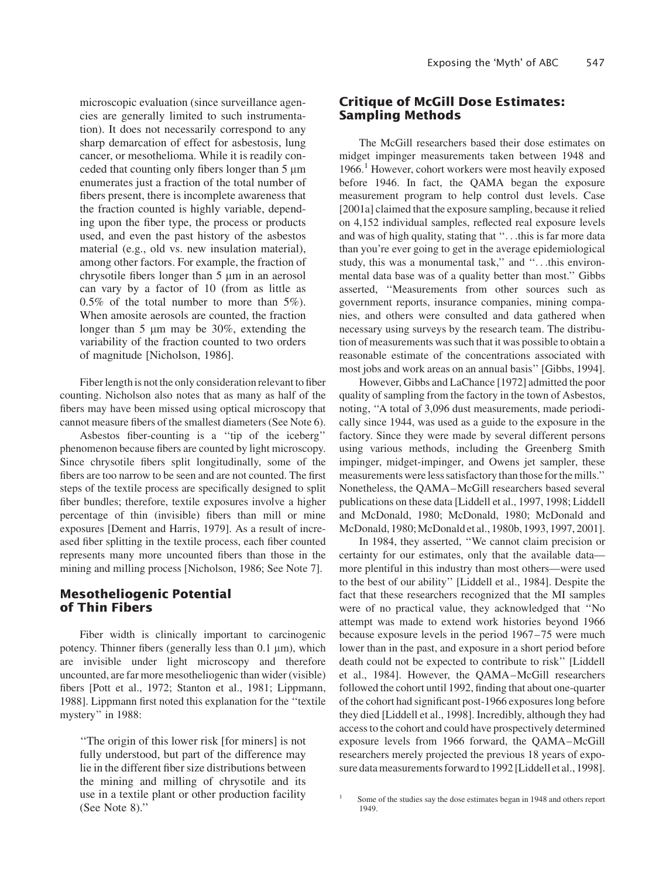microscopic evaluation (since surveillance agencies are generally limited to such instrumentation). It does not necessarily correspond to any sharp demarcation of effect for asbestosis, lung cancer, or mesothelioma. While it is readily conceded that counting only fibers longer than 5 µm enumerates just a fraction of the total number of fibers present, there is incomplete awareness that the fraction counted is highly variable, depending upon the fiber type, the process or products used, and even the past history of the asbestos material (e.g., old vs. new insulation material), among other factors. For example, the fraction of chrysotile fibers longer than 5 µm in an aerosol can vary by a factor of 10 (from as little as 0.5% of the total number to more than 5%). When amosite aerosols are counted, the fraction longer than 5 µm may be 30%, extending the variability of the fraction counted to two orders of magnitude [Nicholson, 1986].

Fiber length is not the only consideration relevant to fiber counting. Nicholson also notes that as many as half of the fibers may have been missed using optical microscopy that cannot measure fibers of the smallest diameters (See Note 6).

Asbestos fiber-counting is a ''tip of the iceberg'' phenomenon because fibers are counted by light microscopy. Since chrysotile fibers split longitudinally, some of the fibers are too narrow to be seen and are not counted. The first steps of the textile process are specifically designed to split fiber bundles; therefore, textile exposures involve a higher percentage of thin (invisible) fibers than mill or mine exposures [Dement and Harris, 1979]. As a result of increased fiber splitting in the textile process, each fiber counted represents many more uncounted fibers than those in the mining and milling process [Nicholson, 1986; See Note 7].

## Mesotheliogenic Potential of Thin Fibers

Fiber width is clinically important to carcinogenic potency. Thinner fibers (generally less than 0.1 µm), which are invisible under light microscopy and therefore uncounted, are far more mesotheliogenic than wider (visible) fibers [Pott et al., 1972; Stanton et al., 1981; Lippmann, 1988]. Lippmann first noted this explanation for the ''textile mystery'' in 1988:

> ''The origin of this lower risk [for miners] is not fully understood, but part of the difference may lie in the different fiber size distributions between the mining and milling of chrysotile and its use in a textile plant or other production facility (See Note 8).''

## Critique of McGill Dose Estimates: Sampling Methods

The McGill researchers based their dose estimates on midget impinger measurements taken between 1948 and 1966.[1] However, cohort workers were most heavily exposed before 1946. In fact, the QAMA began the exposure measurement program to help control dust levels. Case [2001a] claimed that the exposure sampling, because it relied on 4,152 individual samples, reflected real exposure levels and was of high quality, stating that ''. . .this is far more data than you're ever going to get in the average epidemiological study, this was a monumental task,'' and ''. . .this environmental data base was of a quality better than most.'' Gibbs asserted, ''Measurements from other sources such as government reports, insurance companies, mining companies, and others were consulted and data gathered when necessary using surveys by the research team. The distribution of measurements was such that it was possible to obtain a reasonable estimate of the concentrations associated with most jobs and work areas on an annual basis'' [Gibbs, 1994].

However, Gibbs and LaChance [1972] admitted the poor quality of sampling from the factory in the town of Asbestos, noting, ''A total of 3,096 dust measurements, made periodically since 1944, was used as a guide to the exposure in the factory. Since they were made by several different persons using various methods, including the Greenberg Smith impinger, midget-impinger, and Owens jet sampler, these measurements were less satisfactory than those for the mills.'' Nonetheless, the QAMA–McGill researchers based several publications on these data [Liddell et al., 1997, 1998; Liddell and McDonald, 1980; McDonald, 1980; McDonald and McDonald, 1980; McDonald et al., 1980b, 1993, 1997, 2001].

In 1984, they asserted, ''We cannot claim precision or certainty for our estimates, only that the available data—more plentiful in this industry than most others—were used to the best of our ability'' [Liddell et al., 1984]. Despite the fact that these researchers recognized that the MI samples were of no practical value, they acknowledged that ''No attempt was made to extend work histories beyond 1966 because exposure levels in the period 1967–75 were much lower than in the past, and exposure in a short period before death could not be expected to contribute to risk'' [Liddell et al., 1984]. However, the QAMA–McGill researchers followed the cohort until 1992, finding that about one-quarter of the cohort had significant post-1966 exposures long before they died [Liddell et al., 1998]. Incredibly, although they had access to the cohort and could have prospectively determined exposure levels from 1966 forward, the QAMA–McGill researchers merely projected the previous 18 years of exposure data measurements forward to 1992 [Liddell et al., 1998].

[1] Some of the studies say the dose estimates began in 1948 and others report 1949.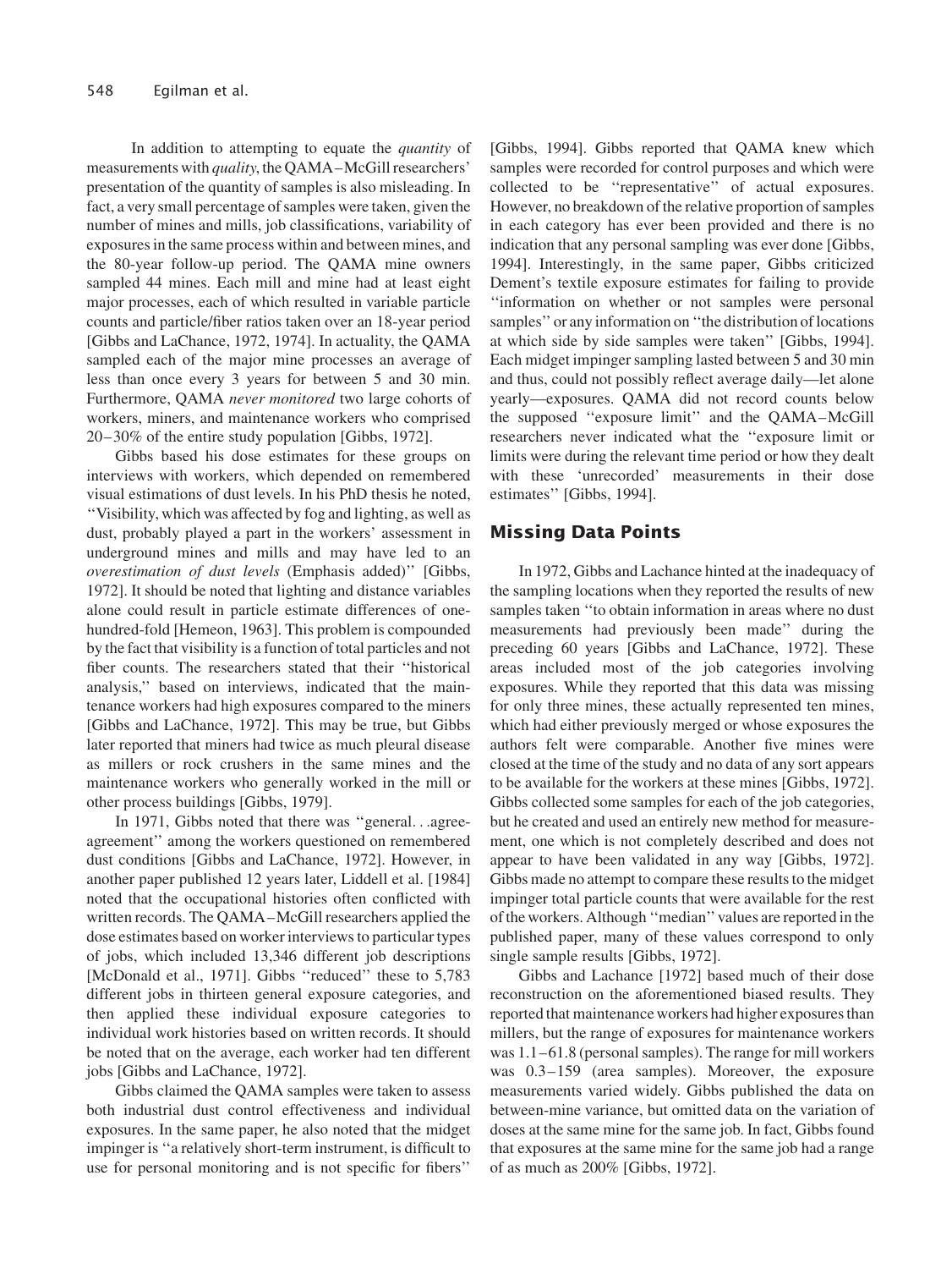In addition to attempting to equate the *quantity* of measurements with *quality*, the QAMA–McGill researchers' presentation of the quantity of samples is also misleading. In fact, a very small percentage of samples were taken, given the number of mines and mills, job classifications, variability of exposures in the same process within and between mines, and the 80-year follow-up period. The QAMA mine owners sampled 44 mines. Each mill and mine had at least eight major processes, each of which resulted in variable particle counts and particle/fiber ratios taken over an 18-year period [Gibbs and LaChance, 1972, 1974]. In actuality, the QAMA sampled each of the major mine processes an average of less than once every 3 years for between 5 and 30 min. Furthermore, QAMA *never monitored* two large cohorts of workers, miners, and maintenance workers who comprised 20–30% of the entire study population [Gibbs, 1972].

Gibbs based his dose estimates for these groups on interviews with workers, which depended on remembered visual estimations of dust levels. In his PhD thesis he noted, ''Visibility, which was affected by fog and lighting, as well as dust, probably played a part in the workers' assessment in underground mines and mills and may have led to an *overestimation of dust levels* (Emphasis added)'' [Gibbs, 1972]. It should be noted that lighting and distance variables alone could result in particle estimate differences of one-hundred-fold [Hemeon, 1963]. This problem is compounded by the fact that visibility is a function of total particles and not fiber counts. The researchers stated that their ''historical analysis,'' based on interviews, indicated that the maintenance workers had high exposures compared to the miners [Gibbs and LaChance, 1972]. This may be true, but Gibbs later reported that miners had twice as much pleural disease as millers or rock crushers in the same mines and the maintenance workers who generally worked in the mill or other process buildings [Gibbs, 1979].

In 1971, Gibbs noted that there was ''general. . .agree-agreement'' among the workers questioned on remembered dust conditions [Gibbs and LaChance, 1972]. However, in another paper published 12 years later, Liddell et al. [1984] noted that the occupational histories often conflicted with written records. The QAMA–McGill researchers applied the dose estimates based on worker interviews to particular types of jobs, which included 13,346 different job descriptions [McDonald et al., 1971]. Gibbs ''reduced'' these to 5,783 different jobs in thirteen general exposure categories, and then applied these individual exposure categories to individual work histories based on written records. It should be noted that on the average, each worker had ten different jobs [Gibbs and LaChance, 1972].

Gibbs claimed the QAMA samples were taken to assess both industrial dust control effectiveness and individual exposures. In the same paper, he also noted that the midget impinger is ''a relatively short-term instrument, is difficult to use for personal monitoring and is not specific for fibers'' [Gibbs, 1994]. Gibbs reported that QAMA knew which samples were recorded for control purposes and which were collected to be ''representative'' of actual exposures. However, no breakdown of the relative proportion of samples in each category has ever been provided and there is no indication that any personal sampling was ever done [Gibbs, 1994]. Interestingly, in the same paper, Gibbs criticized Dement's textile exposure estimates for failing to provide ''information on whether or not samples were personal samples'' or any information on ''the distribution of locations at which side by side samples were taken'' [Gibbs, 1994]. Each midget impinger sampling lasted between 5 and 30 min and thus, could not possibly reflect average daily—let alone yearly—exposures. QAMA did not record counts below the supposed ''exposure limit'' and the QAMA–McGill researchers never indicated what the ''exposure limit or limits were during the relevant time period or how they dealt with these 'unrecorded' measurements in their dose estimates'' [Gibbs, 1994].

## Missing Data Points

In 1972, Gibbs and Lachance hinted at the inadequacy of the sampling locations when they reported the results of new samples taken ''to obtain information in areas where no dust measurements had previously been made'' during the preceding 60 years [Gibbs and LaChance, 1972]. These areas included most of the job categories involving exposures. While they reported that this data was missing for only three mines, these actually represented ten mines, which had either previously merged or whose exposures the authors felt were comparable. Another five mines were closed at the time of the study and no data of any sort appears to be available for the workers at these mines [Gibbs, 1972]. Gibbs collected some samples for each of the job categories, but he created and used an entirely new method for measurement, one which is not completely described and does not appear to have been validated in any way [Gibbs, 1972]. Gibbs made no attempt to compare these results to the midget impinger total particle counts that were available for the rest of the workers. Although ''median'' values are reported in the published paper, many of these values correspond to only single sample results [Gibbs, 1972].

Gibbs and Lachance [1972] based much of their dose reconstruction on the aforementioned biased results. They reported that maintenance workers had higher exposures than millers, but the range of exposures for maintenance workers was 1.1–61.8 (personal samples). The range for mill workers was 0.3–159 (area samples). Moreover, the exposure measurements varied widely. Gibbs published the data on between-mine variance, but omitted data on the variation of doses at the same mine for the same job. In fact, Gibbs found that exposures at the same mine for the same job had a range of as much as 200% [Gibbs, 1972].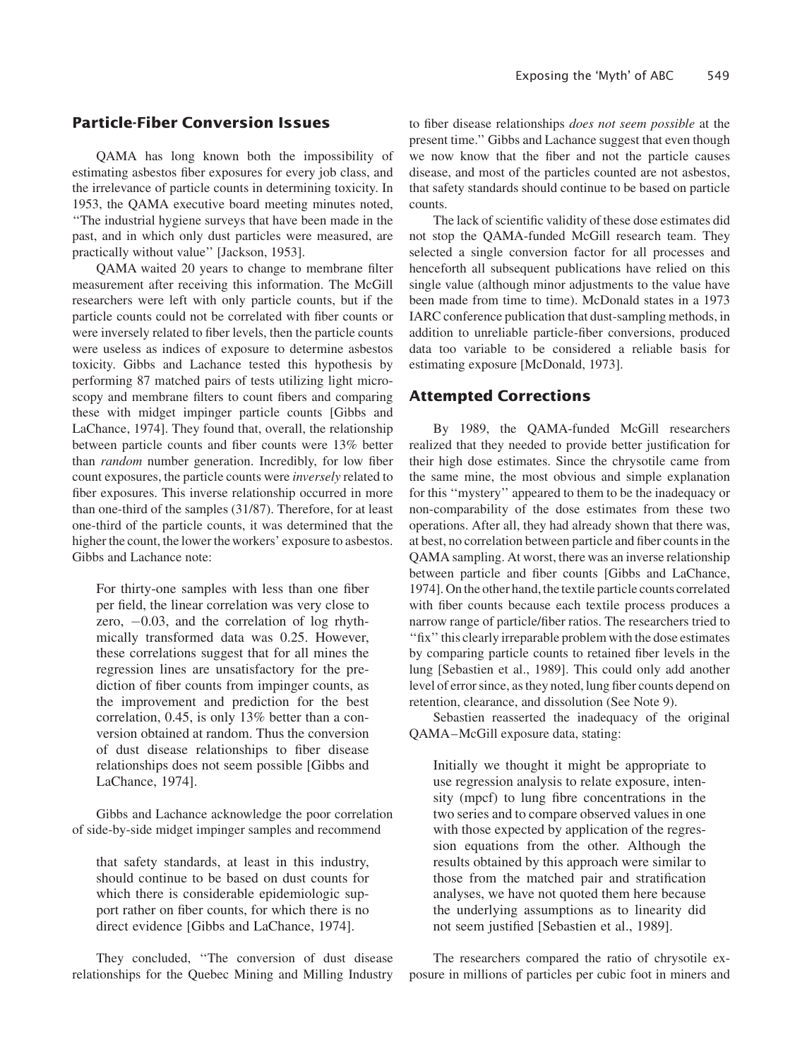## Particle-Fiber Conversion Issues

QAMA has long known both the impossibility of estimating asbestos fiber exposures for every job class, and the irrelevance of particle counts in determining toxicity. In 1953, the QAMA executive board meeting minutes noted, ''The industrial hygiene surveys that have been made in the past, and in which only dust particles were measured, are practically without value'' [Jackson, 1953].

QAMA waited 20 years to change to membrane filter measurement after receiving this information. The McGill researchers were left with only particle counts, but if the particle counts could not be correlated with fiber counts or were inversely related to fiber levels, then the particle counts were useless as indices of exposure to determine asbestos toxicity. Gibbs and Lachance tested this hypothesis by performing 87 matched pairs of tests utilizing light microscopy and membrane filters to count fibers and comparing these with midget impinger particle counts [Gibbs and LaChance, 1974]. They found that, overall, the relationship between particle counts and fiber counts were 13% better than *random* number generation. Incredibly, for low fiber count exposures, the particle counts were *inversely* related to fiber exposures. This inverse relationship occurred in more than one-third of the samples (31/87). Therefore, for at least one-third of the particle counts, it was determined that the higher the count, the lower the workers' exposure to asbestos. Gibbs and Lachance note:

> For thirty-one samples with less than one fiber per field, the linear correlation was very close to zero, −0.03, and the correlation of log rhythmically transformed data was 0.25. However, these correlations suggest that for all mines the regression lines are unsatisfactory for the prediction of fiber counts from impinger counts, as the improvement and prediction for the best correlation, 0.45, is only 13% better than a conversion obtained at random. Thus the conversion of dust disease relationships to fiber disease relationships does not seem possible [Gibbs and LaChance, 1974].

Gibbs and Lachance acknowledge the poor correlation of side-by-side midget impinger samples and recommend

> that safety standards, at least in this industry, should continue to be based on dust counts for which there is considerable epidemiologic support rather on fiber counts, for which there is no direct evidence [Gibbs and LaChance, 1974].

They concluded, ''The conversion of dust disease relationships for the Quebec Mining and Milling Industry to fiber disease relationships *does not seem possible* at the present time.'' Gibbs and Lachance suggest that even though we now know that the fiber and not the particle causes disease, and most of the particles counted are not asbestos, that safety standards should continue to be based on particle counts.

The lack of scientific validity of these dose estimates did not stop the QAMA-funded McGill research team. They selected a single conversion factor for all processes and henceforth all subsequent publications have relied on this single value (although minor adjustments to the value have been made from time to time). McDonald states in a 1973 IARC conference publication that dust-sampling methods, in addition to unreliable particle-fiber conversions, produced data too variable to be considered a reliable basis for estimating exposure [McDonald, 1973].

## Attempted Corrections

By 1989, the QAMA-funded McGill researchers realized that they needed to provide better justification for their high dose estimates. Since the chrysotile came from the same mine, the most obvious and simple explanation for this ''mystery'' appeared to them to be the inadequacy or non-comparability of the dose estimates from these two operations. After all, they had already shown that there was, at best, no correlation between particle and fiber counts in the QAMA sampling. At worst, there was an inverse relationship between particle and fiber counts [Gibbs and LaChance, 1974]. On the other hand, the textile particle counts correlated with fiber counts because each textile process produces a narrow range of particle/fiber ratios. The researchers tried to ''fix'' this clearly irreparable problem with the dose estimates by comparing particle counts to retained fiber levels in the lung [Sebastien et al., 1989]. This could only add another level of error since, as they noted, lung fiber counts depend on retention, clearance, and dissolution (See Note 9).

Sebastien reasserted the inadequacy of the original QAMA–McGill exposure data, stating:

> Initially we thought it might be appropriate to use regression analysis to relate exposure, intensity (mpcf) to lung fibre concentrations in the two series and to compare observed values in one with those expected by application of the regression equations from the other. Although the results obtained by this approach were similar to those from the matched pair and stratification analyses, we have not quoted them here because the underlying assumptions as to linearity did not seem justified [Sebastien et al., 1989].

The researchers compared the ratio of chrysotile exposure in millions of particles per cubic foot in miners and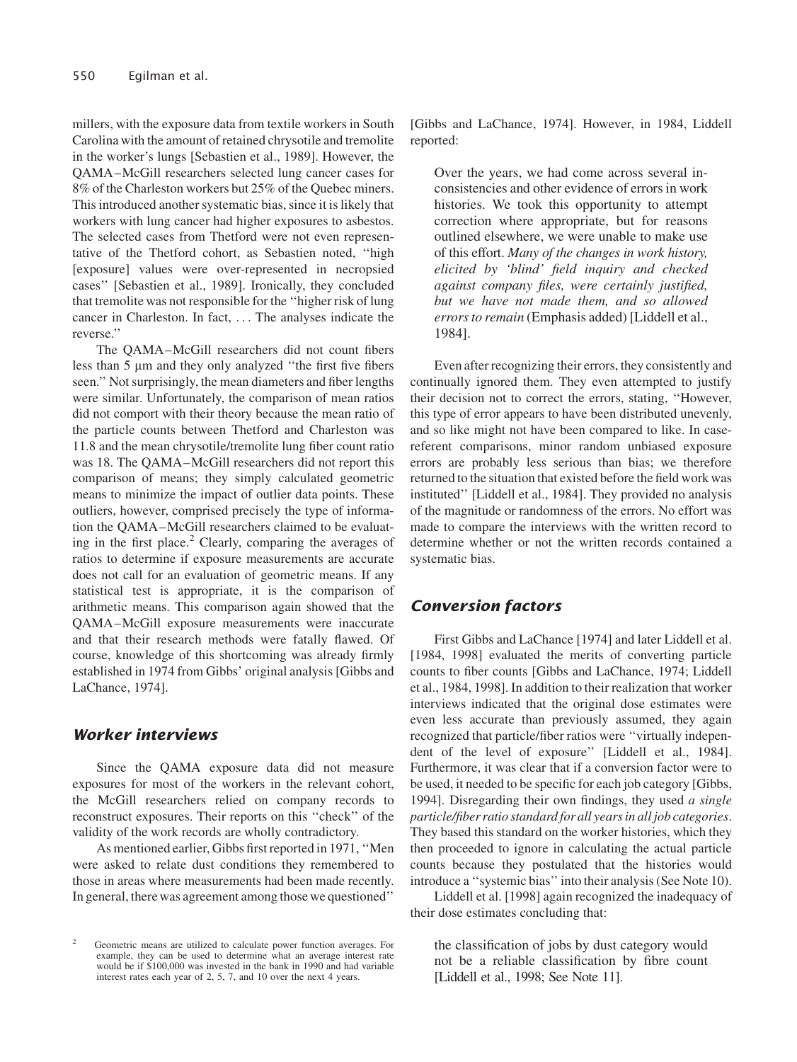millers, with the exposure data from textile workers in South Carolina with the amount of retained chrysotile and tremolite in the worker's lungs [Sebastien et al., 1989]. However, the QAMA–McGill researchers selected lung cancer cases for 8% of the Charleston workers but 25% of the Quebec miners. This introduced another systematic bias, since it is likely that workers with lung cancer had higher exposures to asbestos. The selected cases from Thetford were not even representative of the Thetford cohort, as Sebastien noted, ''high [exposure] values were over-represented in necropsied cases'' [Sebastien et al., 1989]. Ironically, they concluded that tremolite was not responsible for the ''higher risk of lung cancer in Charleston. In fact, ... The analyses indicate the reverse.''

The QAMA–McGill researchers did not count fibers less than 5 μm and they only analyzed ''the first five fibers seen.'' Not surprisingly, the mean diameters and fiber lengths were similar. Unfortunately, the comparison of mean ratios did not comport with their theory because the mean ratio of the particle counts between Thetford and Charleston was 11.8 and the mean chrysotile/tremolite lung fiber count ratio was 18. The QAMA–McGill researchers did not report this comparison of means; they simply calculated geometric means to minimize the impact of outlier data points. These outliers, however, comprised precisely the type of information the QAMA–McGill researchers claimed to be evaluating in the first place.[2] Clearly, comparing the averages of ratios to determine if exposure measurements are accurate does not call for an evaluation of geometric means. If any statistical test is appropriate, it is the comparison of arithmetic means. This comparison again showed that the QAMA–McGill exposure measurements were inaccurate and that their research methods were fatally flawed. Of course, knowledge of this shortcoming was already firmly established in 1974 from Gibbs' original analysis [Gibbs and LaChance, 1974].

## Worker interviews

Since the QAMA exposure data did not measure exposures for most of the workers in the relevant cohort, the McGill researchers relied on company records to reconstruct exposures. Their reports on this ''check'' of the validity of the work records are wholly contradictory.

As mentioned earlier, Gibbs first reported in 1971, ''Men were asked to relate dust conditions they remembered to those in areas where measurements had been made recently. In general, there was agreement among those we questioned'' [Gibbs and LaChance, 1974]. However, in 1984, Liddell reported:

> Over the years, we had come across several inconsistencies and other evidence of errors in work histories. We took this opportunity to attempt correction where appropriate, but for reasons outlined elsewhere, we were unable to make use of this effort. *Many of the changes in work history, elicited by 'blind' field inquiry and checked against company files, were certainly justified, but we have not made them, and so allowed errors to remain* (Emphasis added) [Liddell et al., 1984].

Even after recognizing their errors, they consistently and continually ignored them. They even attempted to justify their decision not to correct the errors, stating, ''However, this type of error appears to have been distributed unevenly, and so like might not have been compared to like. In case-referent comparisons, minor random unbiased exposure errors are probably less serious than bias; we therefore returned to the situation that existed before the field work was instituted'' [Liddell et al., 1984]. They provided no analysis of the magnitude or randomness of the errors. No effort was made to compare the interviews with the written record to determine whether or not the written records contained a systematic bias.

## Conversion factors

First Gibbs and LaChance [1974] and later Liddell et al. [1984, 1998] evaluated the merits of converting particle counts to fiber counts [Gibbs and LaChance, 1974; Liddell et al., 1984, 1998]. In addition to their realization that worker interviews indicated that the original dose estimates were even less accurate than previously assumed, they again recognized that particle/fiber ratios were ''virtually independent of the level of exposure'' [Liddell et al., 1984]. Furthermore, it was clear that if a conversion factor were to be used, it needed to be specific for each job category [Gibbs, 1994]. Disregarding their own findings, they used *a single particle/fiber ratio standard for all years in all job categories*. They based this standard on the worker histories, which they then proceeded to ignore in calculating the actual particle counts because they postulated that the histories would introduce a ''systemic bias'' into their analysis (See Note 10).

Liddell et al. [1998] again recognized the inadequacy of their dose estimates concluding that:

> the classification of jobs by dust category would not be a reliable classification by fibre count [Liddell et al., 1998; See Note 11].

[2] Geometric means are utilized to calculate power function averages. For example, they can be used to determine what an average interest rate would be if \$100,000 was invested in the bank in 1990 and had variable interest rates each year of 2, 5, 7, and 10 over the next 4 years.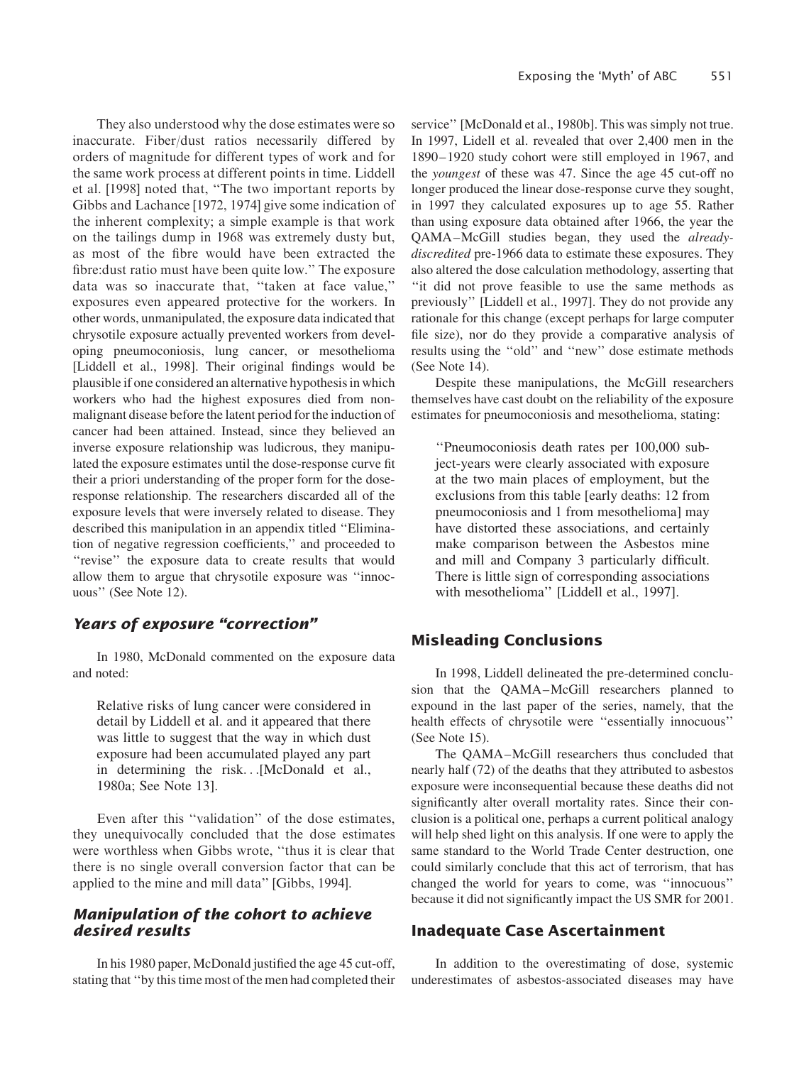They also understood why the dose estimates were so inaccurate. Fiber/dust ratios necessarily differed by orders of magnitude for different types of work and for the same work process at different points in time. Liddell et al. [1998] noted that, ''The two important reports by Gibbs and Lachance [1972, 1974] give some indication of the inherent complexity; a simple example is that work on the tailings dump in 1968 was extremely dusty but, as most of the fibre would have been extracted the fibre:dust ratio must have been quite low.'' The exposure data was so inaccurate that, ''taken at face value,'' exposures even appeared protective for the workers. In other words, unmanipulated, the exposure data indicated that chrysotile exposure actually prevented workers from developing pneumoconiosis, lung cancer, or mesothelioma [Liddell et al., 1998]. Their original findings would be plausible if one considered an alternative hypothesis in which workers who had the highest exposures died from nonmalignant disease before the latent period for the induction of cancer had been attained. Instead, since they believed an inverse exposure relationship was ludicrous, they manipulated the exposure estimates until the dose-response curve fit their a priori understanding of the proper form for the dose-response relationship. The researchers discarded all of the exposure levels that were inversely related to disease. They described this manipulation in an appendix titled ''Elimination of negative regression coefficients,'' and proceeded to ''revise'' the exposure data to create results that would allow them to argue that chrysotile exposure was ''innocuous'' (See Note 12).

## Years of exposure "correction"

In 1980, McDonald commented on the exposure data and noted:

> Relative risks of lung cancer were considered in detail by Liddell et al. and it appeared that there was little to suggest that the way in which dust exposure had been accumulated played any part in determining the risk. . .[McDonald et al., 1980a; See Note 13].

Even after this ''validation'' of the dose estimates, they unequivocally concluded that the dose estimates were worthless when Gibbs wrote, ''thus it is clear that there is no single overall conversion factor that can be applied to the mine and mill data'' [Gibbs, 1994].

## Manipulation of the cohort to achieve desired results

In his 1980 paper, McDonald justified the age 45 cut-off, stating that ''by this time most of the men had completed their service'' [McDonald et al., 1980b]. This was simply not true. In 1997, Lidell et al. revealed that over 2,400 men in the 1890–1920 study cohort were still employed in 1967, and the *youngest* of these was 47. Since the age 45 cut-off no longer produced the linear dose-response curve they sought, in 1997 they calculated exposures up to age 55. Rather than using exposure data obtained after 1966, the year the QAMA–McGill studies began, they used the *already-discredited* pre-1966 data to estimate these exposures. They also altered the dose calculation methodology, asserting that ''it did not prove feasible to use the same methods as previously'' [Liddell et al., 1997]. They do not provide any rationale for this change (except perhaps for large computer file size), nor do they provide a comparative analysis of results using the ''old'' and ''new'' dose estimate methods (See Note 14).

Despite these manipulations, the McGill researchers themselves have cast doubt on the reliability of the exposure estimates for pneumoconiosis and mesothelioma, stating:

> ''Pneumoconiosis death rates per 100,000 subject-years were clearly associated with exposure at the two main places of employment, but the exclusions from this table [early deaths: 12 from pneumoconiosis and 1 from mesothelioma] may have distorted these associations, and certainly make comparison between the Asbestos mine and mill and Company 3 particularly difficult. There is little sign of corresponding associations with mesothelioma'' [Liddell et al., 1997].

## Misleading Conclusions

In 1998, Liddell delineated the pre-determined conclusion that the QAMA–McGill researchers planned to expound in the last paper of the series, namely, that the health effects of chrysotile were ''essentially innocuous'' (See Note 15).

The QAMA–McGill researchers thus concluded that nearly half (72) of the deaths that they attributed to asbestos exposure were inconsequential because these deaths did not significantly alter overall mortality rates. Since their conclusion is a political one, perhaps a current political analogy will help shed light on this analysis. If one were to apply the same standard to the World Trade Center destruction, one could similarly conclude that this act of terrorism, that has changed the world for years to come, was ''innocuous'' because it did not significantly impact the US SMR for 2001.

## Inadequate Case Ascertainment

In addition to the overestimating of dose, systemic underestimates of asbestos-associated diseases may have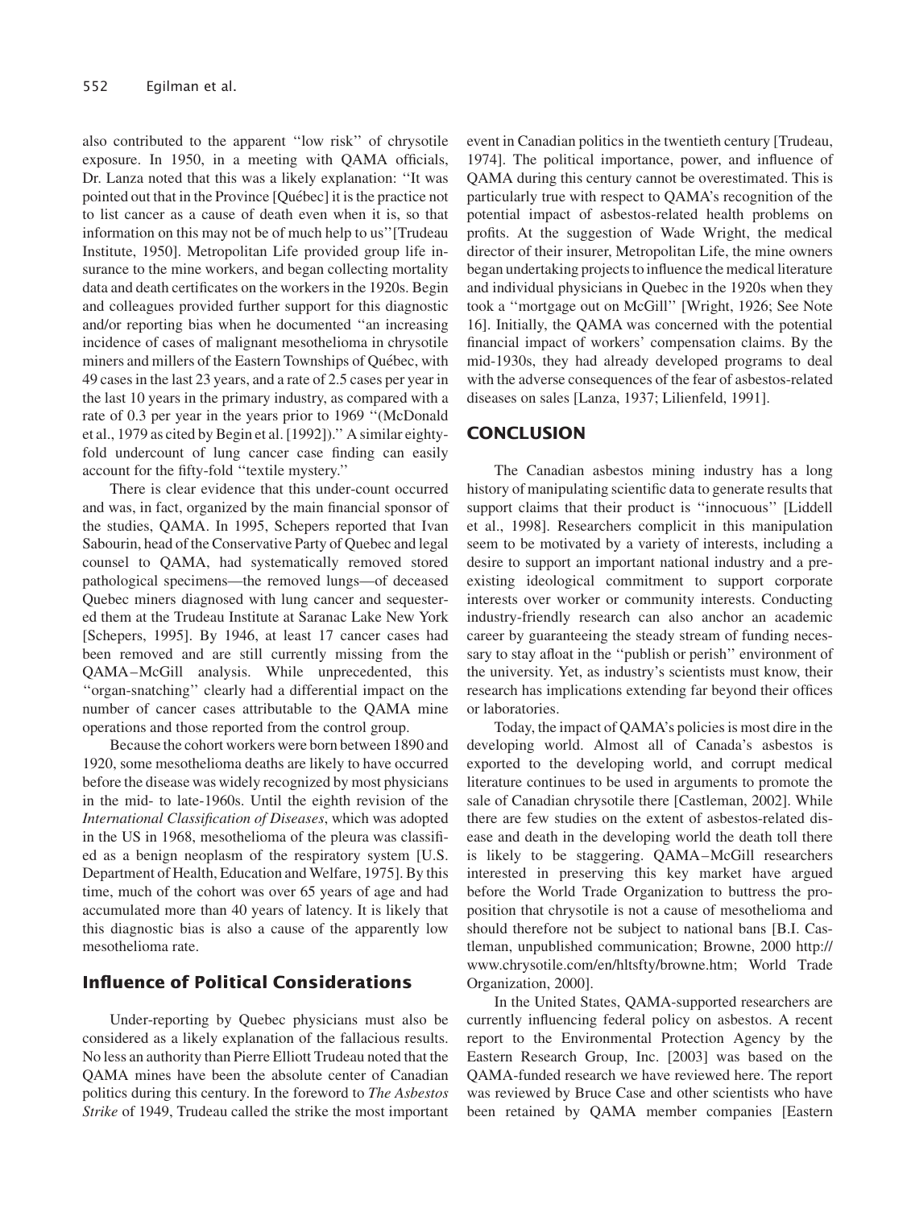also contributed to the apparent ''low risk'' of chrysotile exposure. In 1950, in a meeting with QAMA officials, Dr. Lanza noted that this was a likely explanation: ''It was pointed out that in the Province [Québec] it is the practice not to list cancer as a cause of death even when it is, so that information on this may not be of much help to us''[Trudeau Institute, 1950]. Metropolitan Life provided group life insurance to the mine workers, and began collecting mortality data and death certificates on the workers in the 1920s. Begin and colleagues provided further support for this diagnostic and/or reporting bias when he documented ''an increasing incidence of cases of malignant mesothelioma in chrysotile miners and millers of the Eastern Townships of Québec, with 49 cases in the last 23 years, and a rate of 2.5 cases per year in the last 10 years in the primary industry, as compared with a rate of 0.3 per year in the years prior to 1969 ''(McDonald et al., 1979 as cited by Begin et al. [1992]).'' A similar eighty-fold undercount of lung cancer case finding can easily account for the fifty-fold ''textile mystery.''

There is clear evidence that this under-count occurred and was, in fact, organized by the main financial sponsor of the studies, QAMA. In 1995, Schepers reported that Ivan Sabourin, head of the Conservative Party of Quebec and legal counsel to QAMA, had systematically removed stored pathological specimens—the removed lungs—of deceased Quebec miners diagnosed with lung cancer and sequestered them at the Trudeau Institute at Saranac Lake New York [Schepers, 1995]. By 1946, at least 17 cancer cases had been removed and are still currently missing from the QAMA–McGill analysis. While unprecedented, this ''organ-snatching'' clearly had a differential impact on the number of cancer cases attributable to the QAMA mine operations and those reported from the control group.

Because the cohort workers were born between 1890 and 1920, some mesothelioma deaths are likely to have occurred before the disease was widely recognized by most physicians in the mid- to late-1960s. Until the eighth revision of the *International Classification of Diseases*, which was adopted in the US in 1968, mesothelioma of the pleura was classified as a benign neoplasm of the respiratory system [U.S. Department of Health, Education and Welfare, 1975]. By this time, much of the cohort was over 65 years of age and had accumulated more than 40 years of latency. It is likely that this diagnostic bias is also a cause of the apparently low mesothelioma rate.

### Influence of Political Considerations

Under-reporting by Quebec physicians must also be considered as a likely explanation of the fallacious results. No less an authority than Pierre Elliott Trudeau noted that the QAMA mines have been the absolute center of Canadian politics during this century. In the foreword to *The Asbestos Strike* of 1949, Trudeau called the strike the most important event in Canadian politics in the twentieth century [Trudeau, 1974]. The political importance, power, and influence of QAMA during this century cannot be overestimated. This is particularly true with respect to QAMA's recognition of the potential impact of asbestos-related health problems on profits. At the suggestion of Wade Wright, the medical director of their insurer, Metropolitan Life, the mine owners began undertaking projects to influence the medical literature and individual physicians in Quebec in the 1920s when they took a ''mortgage out on McGill'' [Wright, 1926; See Note 16]. Initially, the QAMA was concerned with the potential financial impact of workers' compensation claims. By the mid-1930s, they had already developed programs to deal with the adverse consequences of the fear of asbestos-related diseases on sales [Lanza, 1937; Lilienfeld, 1991].

## CONCLUSION

The Canadian asbestos mining industry has a long history of manipulating scientific data to generate results that support claims that their product is ''innocuous'' [Liddell et al., 1998]. Researchers complicit in this manipulation seem to be motivated by a variety of interests, including a desire to support an important national industry and a preexisting ideological commitment to support corporate interests over worker or community interests. Conducting industry-friendly research can also anchor an academic career by guaranteeing the steady stream of funding necessary to stay afloat in the ''publish or perish'' environment of the university. Yet, as industry's scientists must know, their research has implications extending far beyond their offices or laboratories.

Today, the impact of QAMA's policies is most dire in the developing world. Almost all of Canada's asbestos is exported to the developing world, and corrupt medical literature continues to be used in arguments to promote the sale of Canadian chrysotile there [Castleman, 2002]. While there are few studies on the extent of asbestos-related disease and death in the developing world the death toll there is likely to be staggering. QAMA–McGill researchers interested in preserving this key market have argued before the World Trade Organization to buttress the proposition that chrysotile is not a cause of mesothelioma and should therefore not be subject to national bans [B.I. Castleman, unpublished communication; Browne, 2000 http://www.chrysotile.com/en/hltsfty/browne.htm; World Trade Organization, 2000].

In the United States, QAMA-supported researchers are currently influencing federal policy on asbestos. A recent report to the Environmental Protection Agency by the Eastern Research Group, Inc. [2003] was based on the QAMA-funded research we have reviewed here. The report was reviewed by Bruce Case and other scientists who have been retained by QAMA member companies [Eastern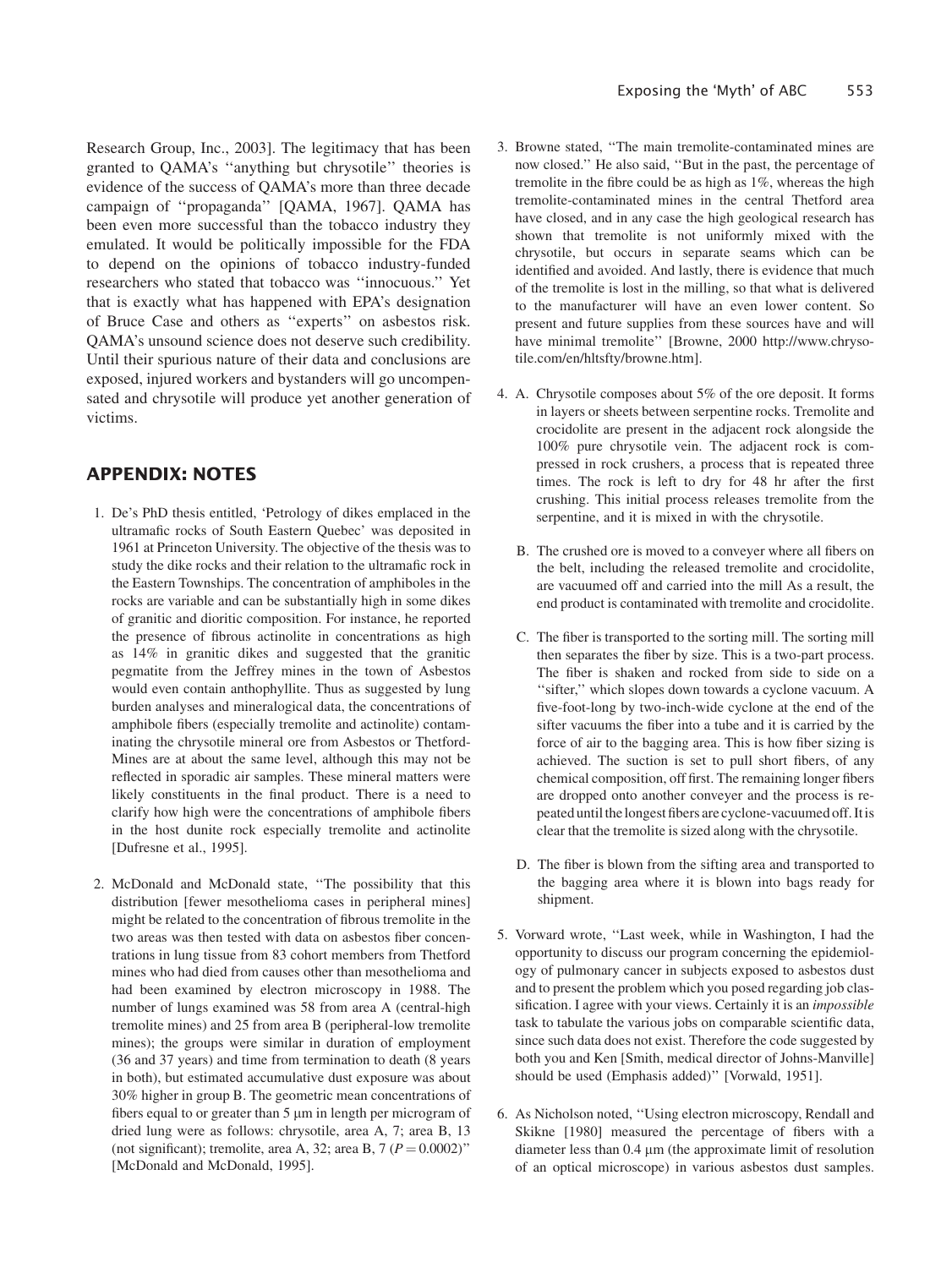Research Group, Inc., 2003]. The legitimacy that has been granted to QAMA's ''anything but chrysotile'' theories is evidence of the success of QAMA's more than three decade campaign of ''propaganda'' [QAMA, 1967]. QAMA has been even more successful than the tobacco industry they emulated. It would be politically impossible for the FDA to depend on the opinions of tobacco industry-funded researchers who stated that tobacco was ''innocuous.'' Yet that is exactly what has happened with EPA's designation of Bruce Case and others as ''experts'' on asbestos risk. QAMA's unsound science does not deserve such credibility. Until their spurious nature of their data and conclusions are exposed, injured workers and bystanders will go uncompensated and chrysotile will produce yet another generation of victims.

## APPENDIX: NOTES

1. De's PhD thesis entitled, 'Petrology of dikes emplaced in the ultramafic rocks of South Eastern Quebec' was deposited in 1961 at Princeton University. The objective of the thesis was to study the dike rocks and their relation to the ultramafic rock in the Eastern Townships. The concentration of amphiboles in the rocks are variable and can be substantially high in some dikes of granitic and dioritic composition. For instance, he reported the presence of fibrous actinolite in concentrations as high as 14% in granitic dikes and suggested that the granitic pegmatite from the Jeffrey mines in the town of Asbestos would even contain anthophyllite. Thus as suggested by lung burden analyses and mineralogical data, the concentrations of amphibole fibers (especially tremolite and actinolite) contaminating the chrysotile mineral ore from Asbestos or Thetford-Mines are at about the same level, although this may not be reflected in sporadic air samples. These mineral matters were likely constituents in the final product. There is a need to clarify how high were the concentrations of amphibole fibers in the host dunite rock especially tremolite and actinolite [Dufresne et al., 1995].

2. McDonald and McDonald state, ''The possibility that this distribution [fewer mesothelioma cases in peripheral mines] might be related to the concentration of fibrous tremolite in the two areas was then tested with data on asbestos fiber concentrations in lung tissue from 83 cohort members from Thetford mines who had died from causes other than mesothelioma and had been examined by electron microscopy in 1988. The number of lungs examined was 58 from area A (central-high tremolite mines) and 25 from area B (peripheral-low tremolite mines); the groups were similar in duration of employment (36 and 37 years) and time from termination to death (8 years in both), but estimated accumulative dust exposure was about 30% higher in group B. The geometric mean concentrations of fibers equal to or greater than 5 μm in length per microgram of dried lung were as follows: chrysotile, area A, 7; area B, 13 (not significant); tremolite, area A, 32; area B, 7 ($P = 0.0002$)'' [McDonald and McDonald, 1995].

3. Browne stated, ''The main tremolite-contaminated mines are now closed.'' He also said, ''But in the past, the percentage of tremolite in the fibre could be as high as 1%, whereas the high tremolite-contaminated mines in the central Thetford area have closed, and in any case the high geological research has shown that tremolite is not uniformly mixed with the chrysotile, but occurs in separate seams which can be identified and avoided. And lastly, there is evidence that much of the tremolite is lost in the milling, so that what is delivered to the manufacturer will have an even lower content. So present and future supplies from these sources have and will have minimal tremolite'' [Browne, 2000 http://www.chrysotile.com/en/hltsfty/browne.htm].

4. A. Chrysotile composes about 5% of the ore deposit. It forms in layers or sheets between serpentine rocks. Tremolite and crocidolite are present in the adjacent rock alongside the 100% pure chrysotile vein. The adjacent rock is compressed in rock crushers, a process that is repeated three times. The rock is left to dry for 48 hr after the first crushing. This initial process releases tremolite from the serpentine, and it is mixed in with the chrysotile.

   B. The crushed ore is moved to a conveyer where all fibers on the belt, including the released tremolite and crocidolite, are vacuumed off and carried into the mill As a result, the end product is contaminated with tremolite and crocidolite.

   C. The fiber is transported to the sorting mill. The sorting mill then separates the fiber by size. This is a two-part process. The fiber is shaken and rocked from side to side on a ''sifter,'' which slopes down towards a cyclone vacuum. A five-foot-long by two-inch-wide cyclone at the end of the sifter vacuums the fiber into a tube and it is carried by the force of air to the bagging area. This is how fiber sizing is achieved. The suction is set to pull short fibers, of any chemical composition, off first. The remaining longer fibers are dropped onto another conveyer and the process is repeated until the longest fibers are cyclone-vacuumed off. It is clear that the tremolite is sized along with the chrysotile.

   D. The fiber is blown from the sifting area and transported to the bagging area where it is blown into bags ready for shipment.

5. Vorward wrote, ''Last week, while in Washington, I had the opportunity to discuss our program concerning the epidemiology of pulmonary cancer in subjects exposed to asbestos dust and to present the problem which you posed regarding job classification. I agree with your views. Certainly it is an *impossible* task to tabulate the various jobs on comparable scientific data, since such data does not exist. Therefore the code suggested by both you and Ken [Smith, medical director of Johns-Manville] should be used (Emphasis added)'' [Vorwald, 1951].

6. As Nicholson noted, ''Using electron microscopy, Rendall and Skikne [1980] measured the percentage of fibers with a diameter less than 0.4 μm (the approximate limit of resolution of an optical microscope) in various asbestos dust samples.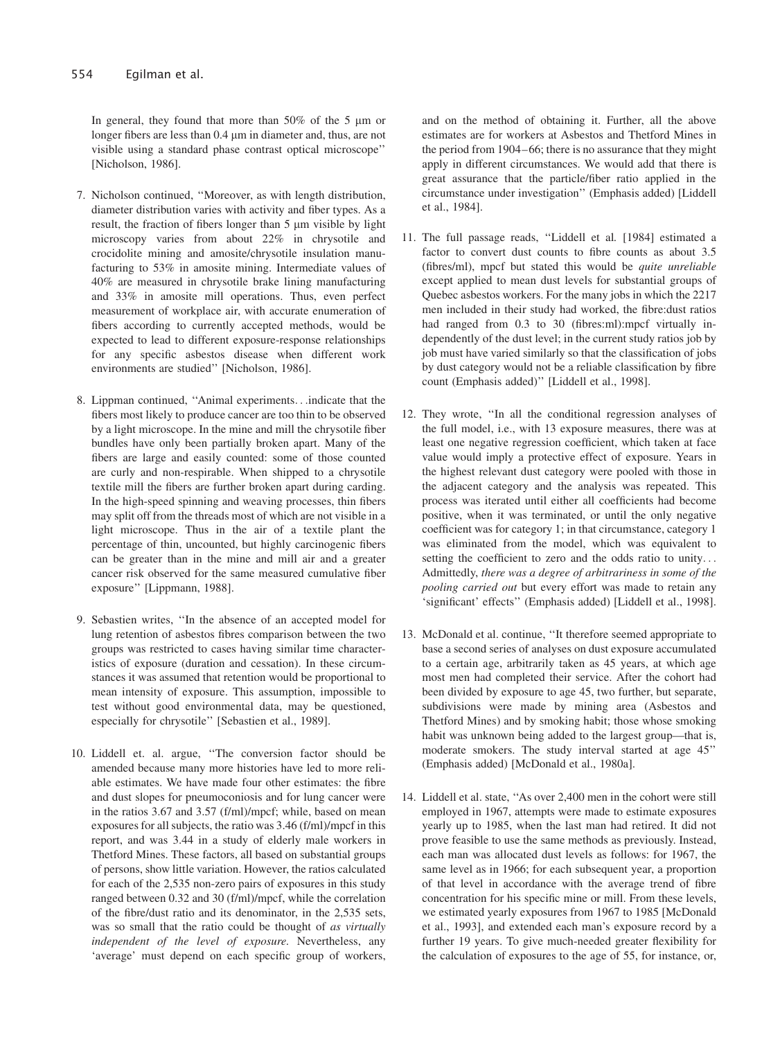In general, they found that more than 50% of the 5 μm or longer fibers are less than 0.4 μm in diameter and, thus, are not visible using a standard phase contrast optical microscope'' [Nicholson, 1986].

7. Nicholson continued, ''Moreover, as with length distribution, diameter distribution varies with activity and fiber types. As a result, the fraction of fibers longer than 5 μm visible by light microscopy varies from about 22% in chrysotile and crocidolite mining and amosite/chrysotile insulation manufacturing to 53% in amosite mining. Intermediate values of 40% are measured in chrysotile brake lining manufacturing and 33% in amosite mill operations. Thus, even perfect measurement of workplace air, with accurate enumeration of fibers according to currently accepted methods, would be expected to lead to different exposure-response relationships for any specific asbestos disease when different work environments are studied'' [Nicholson, 1986].

8. Lippman continued, ''Animal experiments. . .indicate that the fibers most likely to produce cancer are too thin to be observed by a light microscope. In the mine and mill the chrysotile fiber bundles have only been partially broken apart. Many of the fibers are large and easily counted: some of those counted are curly and non-respirable. When shipped to a chrysotile textile mill the fibers are further broken apart during carding. In the high-speed spinning and weaving processes, thin fibers may split off from the threads most of which are not visible in a light microscope. Thus in the air of a textile plant the percentage of thin, uncounted, but highly carcinogenic fibers can be greater than in the mine and mill air and a greater cancer risk observed for the same measured cumulative fiber exposure'' [Lippmann, 1988].

9. Sebastien writes, ''In the absence of an accepted model for lung retention of asbestos fibres comparison between the two groups was restricted to cases having similar time characteristics of exposure (duration and cessation). In these circumstances it was assumed that retention would be proportional to mean intensity of exposure. This assumption, impossible to test without good environmental data, may be questioned, especially for chrysotile'' [Sebastien et al., 1989].

10. Liddell et. al. argue, ''The conversion factor should be amended because many more histories have led to more reliable estimates. We have made four other estimates: the fibre and dust slopes for pneumoconiosis and for lung cancer were in the ratios 3.67 and 3.57 (f/ml)/mpcf; while, based on mean exposures for all subjects, the ratio was 3.46 (f/ml)/mpcf in this report, and was 3.44 in a study of elderly male workers in Thetford Mines. These factors, all based on substantial groups of persons, show little variation. However, the ratios calculated for each of the 2,535 non-zero pairs of exposures in this study ranged between 0.32 and 30 (f/ml)/mpcf, while the correlation of the fibre/dust ratio and its denominator, in the 2,535 sets, was so small that the ratio could be thought of *as virtually independent of the level of exposure*. Nevertheless, any 'average' must depend on each specific group of workers, and on the method of obtaining it. Further, all the above estimates are for workers at Asbestos and Thetford Mines in the period from 1904–66; there is no assurance that they might apply in different circumstances. We would add that there is great assurance that the particle/fiber ratio applied in the circumstance under investigation'' (Emphasis added) [Liddell et al., 1984].

11. The full passage reads, ''Liddell et al*.* [1984] estimated a factor to convert dust counts to fibre counts as about 3.5 (fibres/ml), mpcf but stated this would be *quite unreliable* except applied to mean dust levels for substantial groups of Quebec asbestos workers. For the many jobs in which the 2217 men included in their study had worked, the fibre:dust ratios had ranged from 0.3 to 30 (fibres:ml):mpcf virtually independently of the dust level; in the current study ratios job by job must have varied similarly so that the classification of jobs by dust category would not be a reliable classification by fibre count (Emphasis added)'' [Liddell et al., 1998].

12. They wrote, ''In all the conditional regression analyses of the full model, i.e., with 13 exposure measures, there was at least one negative regression coefficient, which taken at face value would imply a protective effect of exposure. Years in the highest relevant dust category were pooled with those in the adjacent category and the analysis was repeated. This process was iterated until either all coefficients had become positive, when it was terminated, or until the only negative coefficient was for category 1; in that circumstance, category 1 was eliminated from the model, which was equivalent to setting the coefficient to zero and the odds ratio to unity. . . Admittedly, *there was a degree of arbitrariness in some of the pooling carried out* but every effort was made to retain any 'significant' effects'' (Emphasis added) [Liddell et al., 1998].

13. McDonald et al. continue, ''It therefore seemed appropriate to base a second series of analyses on dust exposure accumulated to a certain age, arbitrarily taken as 45 years, at which age most men had completed their service. After the cohort had been divided by exposure to age 45, two further, but separate, subdivisions were made by mining area (Asbestos and Thetford Mines) and by smoking habit; those whose smoking habit was unknown being added to the largest group—that is, moderate smokers. The study interval started at age 45'' (Emphasis added) [McDonald et al., 1980a].

14. Liddell et al. state, ''As over 2,400 men in the cohort were still employed in 1967, attempts were made to estimate exposures yearly up to 1985, when the last man had retired. It did not prove feasible to use the same methods as previously. Instead, each man was allocated dust levels as follows: for 1967, the same level as in 1966; for each subsequent year, a proportion of that level in accordance with the average trend of fibre concentration for his specific mine or mill. From these levels, we estimated yearly exposures from 1967 to 1985 [McDonald et al., 1993], and extended each man's exposure record by a further 19 years. To give much-needed greater flexibility for the calculation of exposures to the age of 55, for instance, or,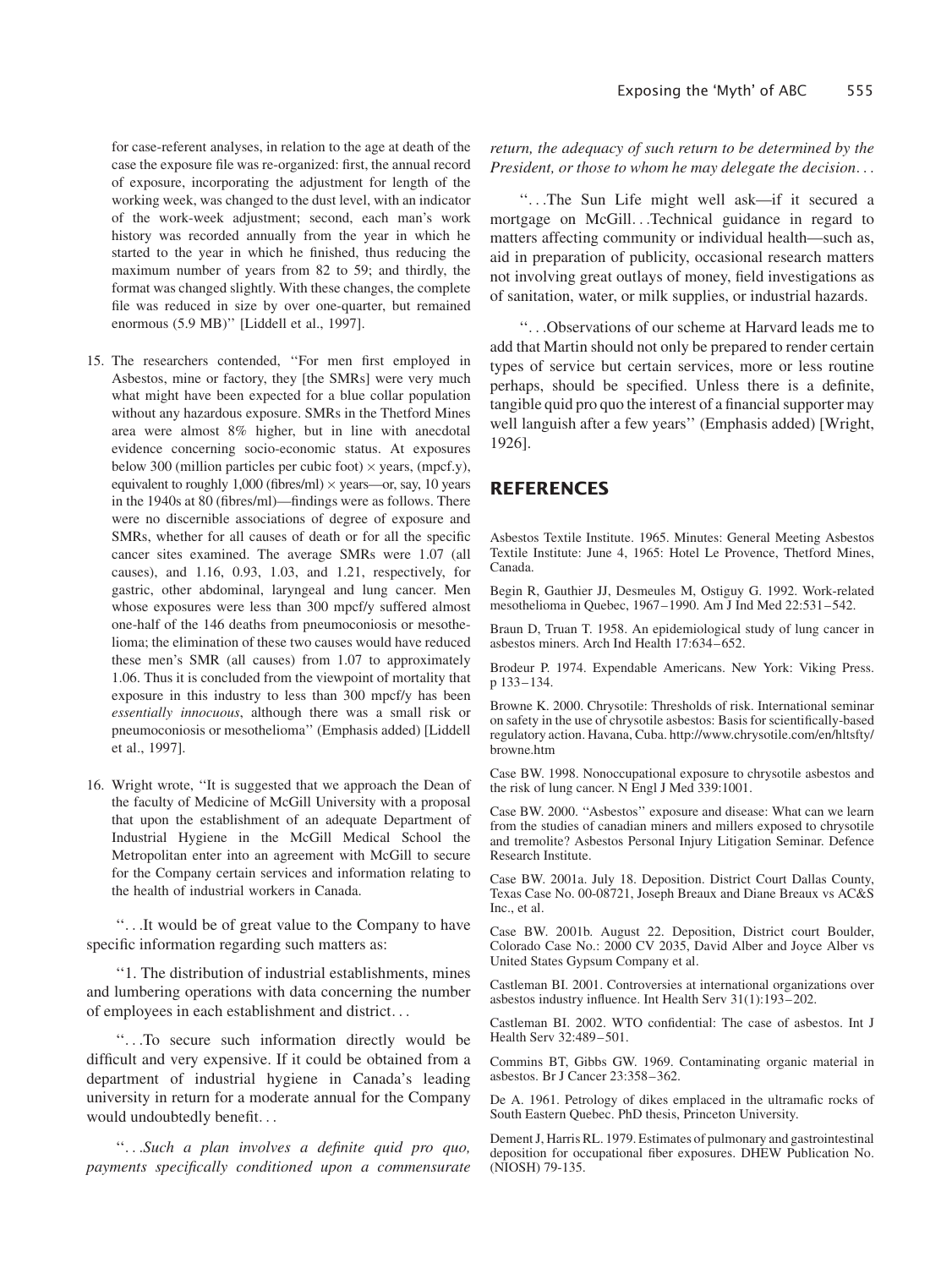for case-referent analyses, in relation to the age at death of the case the exposure file was re-organized: first, the annual record of exposure, incorporating the adjustment for length of the working week, was changed to the dust level, with an indicator of the work-week adjustment; second, each man's work history was recorded annually from the year in which he started to the year in which he finished, thus reducing the maximum number of years from 82 to 59; and thirdly, the format was changed slightly. With these changes, the complete file was reduced in size by over one-quarter, but remained enormous (5.9 MB)'' [Liddell et al., 1997].

15. The researchers contended, ''For men first employed in Asbestos, mine or factory, they [the SMRs] were very much what might have been expected for a blue collar population without any hazardous exposure. SMRs in the Thetford Mines area were almost 8% higher, but in line with anecdotal evidence concerning socio-economic status. At exposures below 300 (million particles per cubic foot) × years, (mpcf.y), equivalent to roughly 1,000 (fibres/ml) × years—or, say, 10 years in the 1940s at 80 (fibres/ml)—findings were as follows. There were no discernible associations of degree of exposure and SMRs, whether for all causes of death or for all the specific cancer sites examined. The average SMRs were 1.07 (all causes), and 1.16, 0.93, 1.03, and 1.21, respectively, for gastric, other abdominal, laryngeal and lung cancer. Men whose exposures were less than 300 mpcf/y suffered almost one-half of the 146 deaths from pneumoconiosis or mesothelioma; the elimination of these two causes would have reduced these men's SMR (all causes) from 1.07 to approximately 1.06. Thus it is concluded from the viewpoint of mortality that exposure in this industry to less than 300 mpcf/y has been *essentially innocuous*, although there was a small risk or pneumoconiosis or mesothelioma'' (Emphasis added) [Liddell et al., 1997].

16. Wright wrote, ''It is suggested that we approach the Dean of the faculty of Medicine of McGill University with a proposal that upon the establishment of an adequate Department of Industrial Hygiene in the McGill Medical School the Metropolitan enter into an agreement with McGill to secure for the Company certain services and information relating to the health of industrial workers in Canada.

''. . .It would be of great value to the Company to have specific information regarding such matters as:

''1. The distribution of industrial establishments, mines and lumbering operations with data concerning the number of employees in each establishment and district. . .

''. . .To secure such information directly would be difficult and very expensive. If it could be obtained from a department of industrial hygiene in Canada's leading university in return for a moderate annual for the Company would undoubtedly benefit. . .

''. . .*Such a plan involves a definite quid pro quo, payments specifically conditioned upon a commensurate return, the adequacy of such return to be determined by the President, or those to whom he may delegate the decision*. . .

''. . .The Sun Life might well ask—if it secured a mortgage on McGill. . .Technical guidance in regard to matters affecting community or individual health—such as, aid in preparation of publicity, occasional research matters not involving great outlays of money, field investigations as of sanitation, water, or milk supplies, or industrial hazards.

''. . .Observations of our scheme at Harvard leads me to add that Martin should not only be prepared to render certain types of service but certain services, more or less routine perhaps, should be specified. Unless there is a definite, tangible quid pro quo the interest of a financial supporter may well languish after a few years'' (Emphasis added) [Wright, 1926].

## REFERENCES

Asbestos Textile Institute. 1965. Minutes: General Meeting Asbestos Textile Institute: June 4, 1965: Hotel Le Provence, Thetford Mines, Canada.

Begin R, Gauthier JJ, Desmeules M, Ostiguy G. 1992. Work-related mesothelioma in Quebec, 1967–1990. Am J Ind Med 22:531–542.

Braun D, Truan T. 1958. An epidemiological study of lung cancer in asbestos miners. Arch Ind Health 17:634–652.

Brodeur P. 1974. Expendable Americans. New York: Viking Press. p 133–134.

Browne K. 2000. Chrysotile: Thresholds of risk. International seminar on safety in the use of chrysotile asbestos: Basis for scientifically-based regulatory action. Havana, Cuba. http://www.chrysotile.com/en/hltsfty/browne.htm

Case BW. 1998. Nonoccupational exposure to chrysotile asbestos and the risk of lung cancer. N Engl J Med 339:1001.

Case BW. 2000. ''Asbestos'' exposure and disease: What can we learn from the studies of canadian miners and millers exposed to chrysotile and tremolite? Asbestos Personal Injury Litigation Seminar. Defence Research Institute.

Case BW. 2001a. July 18. Deposition. District Court Dallas County, Texas Case No. 00-08721, Joseph Breaux and Diane Breaux vs AC&S Inc., et al.

Case BW. 2001b. August 22. Deposition, District court Boulder, Colorado Case No.: 2000 CV 2035, David Alber and Joyce Alber vs United States Gypsum Company et al.

Castleman BI. 2001. Controversies at international organizations over asbestos industry influence. Int Health Serv 31(1):193–202.

Castleman BI. 2002. WTO confidential: The case of asbestos. Int J Health Serv 32:489–501.

Commins BT, Gibbs GW. 1969. Contaminating organic material in asbestos. Br J Cancer 23:358–362.

De A. 1961. Petrology of dikes emplaced in the ultramafic rocks of South Eastern Quebec. PhD thesis, Princeton University.

Dement J, Harris RL. 1979. Estimates of pulmonary and gastrointestinal deposition for occupational fiber exposures. DHEW Publication No. (NIOSH) 79-135.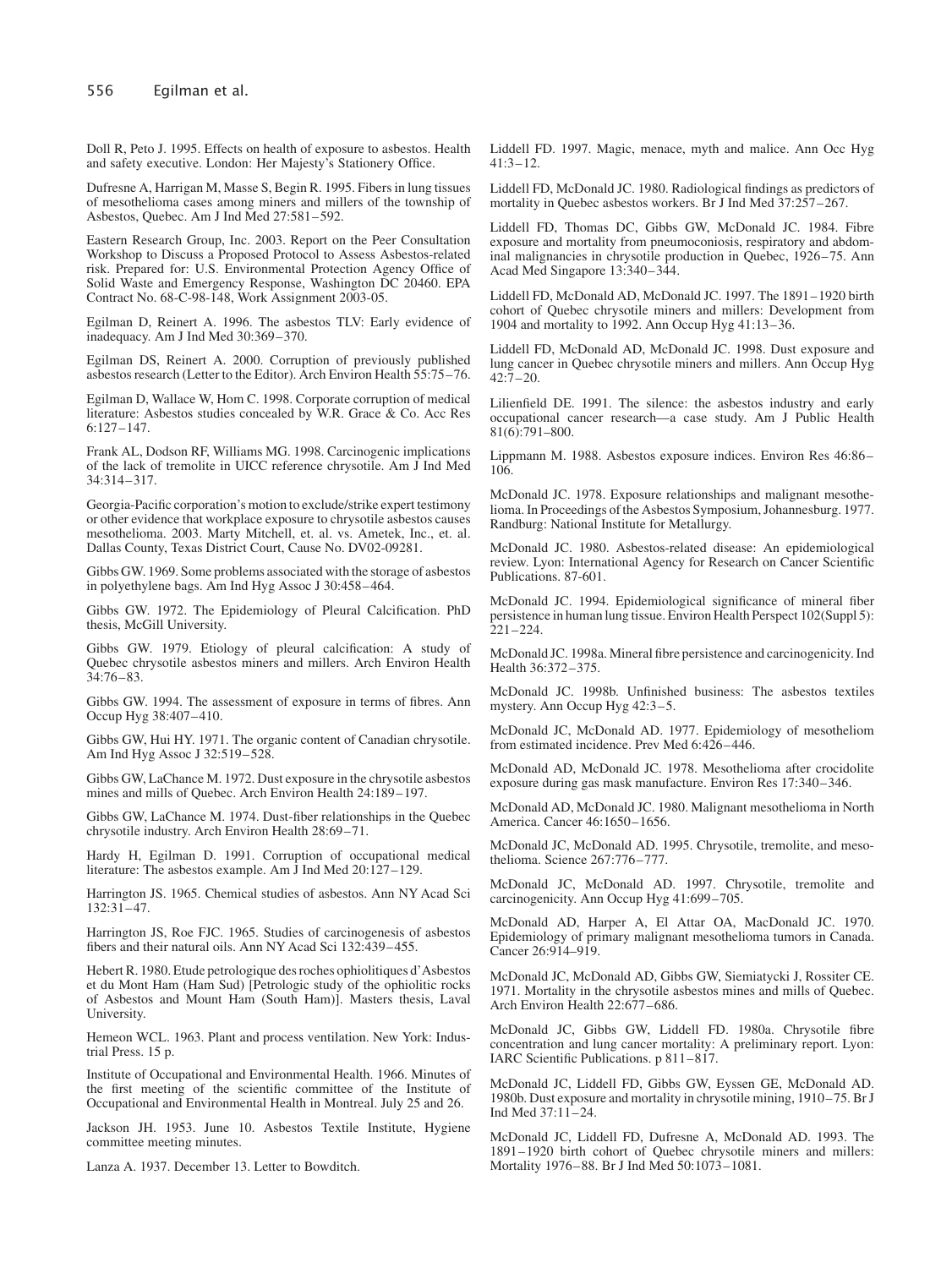Doll R, Peto J. 1995. Effects on health of exposure to asbestos. Health and safety executive. London: Her Majesty's Stationery Office.

Dufresne A, Harrigan M, Masse S, Begin R. 1995. Fibers in lung tissues of mesothelioma cases among miners and millers of the township of Asbestos, Quebec. Am J Ind Med 27:581–592.

Eastern Research Group, Inc. 2003. Report on the Peer Consultation Workshop to Discuss a Proposed Protocol to Assess Asbestos-related risk. Prepared for: U.S. Environmental Protection Agency Office of Solid Waste and Emergency Response, Washington DC 20460. EPA Contract No. 68-C-98-148, Work Assignment 2003-05.

Egilman D, Reinert A. 1996. The asbestos TLV: Early evidence of inadequacy. Am J Ind Med 30:369–370.

Egilman DS, Reinert A. 2000. Corruption of previously published asbestos research (Letter to the Editor). Arch Environ Health 55:75–76.

Egilman D, Wallace W, Hom C. 1998. Corporate corruption of medical literature: Asbestos studies concealed by W.R. Grace & Co. Acc Res 6:127–147.

Frank AL, Dodson RF, Williams MG. 1998. Carcinogenic implications of the lack of tremolite in UICC reference chrysotile. Am J Ind Med 34:314–317.

Georgia-Pacific corporation's motion to exclude/strike expert testimony or other evidence that workplace exposure to chrysotile asbestos causes mesothelioma. 2003. Marty Mitchell, et. al. vs. Ametek, Inc., et. al. Dallas County, Texas District Court, Cause No. DV02-09281.

Gibbs GW. 1969. Some problems associated with the storage of asbestos in polyethylene bags. Am Ind Hyg Assoc J 30:458–464.

Gibbs GW. 1972. The Epidemiology of Pleural Calcification. PhD thesis, McGill University.

Gibbs GW. 1979. Etiology of pleural calcification: A study of Quebec chrysotile asbestos miners and millers. Arch Environ Health 34:76–83.

Gibbs GW. 1994. The assessment of exposure in terms of fibres. Ann Occup Hyg 38:407–410.

Gibbs GW, Hui HY. 1971. The organic content of Canadian chrysotile. Am Ind Hyg Assoc J 32:519–528.

Gibbs GW, LaChance M. 1972. Dust exposure in the chrysotile asbestos mines and mills of Quebec. Arch Environ Health 24:189–197.

Gibbs GW, LaChance M. 1974. Dust-fiber relationships in the Quebec chrysotile industry. Arch Environ Health 28:69–71.

Hardy H, Egilman D. 1991. Corruption of occupational medical literature: The asbestos example. Am J Ind Med 20:127–129.

Harrington JS. 1965. Chemical studies of asbestos. Ann NY Acad Sci 132:31–47.

Harrington JS, Roe FJC. 1965. Studies of carcinogenesis of asbestos fibers and their natural oils. Ann NY Acad Sci 132:439–455.

Hebert R. 1980. Etude petrologique des roches ophiolitiques d'Asbestos et du Mont Ham (Ham Sud) [Petrologic study of the ophiolitic rocks of Asbestos and Mount Ham (South Ham)]. Masters thesis, Laval University.

Hemeon WCL. 1963. Plant and process ventilation. New York: Industrial Press. 15 p.

Institute of Occupational and Environmental Health. 1966. Minutes of the first meeting of the scientific committee of the Institute of Occupational and Environmental Health in Montreal. July 25 and 26.

Jackson JH. 1953. June 10. Asbestos Textile Institute, Hygiene committee meeting minutes.

Lanza A. 1937. December 13. Letter to Bowditch.

Liddell FD. 1997. Magic, menace, myth and malice. Ann Occ Hyg 41:3–12.

Liddell FD, McDonald JC. 1980. Radiological findings as predictors of mortality in Quebec asbestos workers. Br J Ind Med 37:257–267.

Liddell FD, Thomas DC, Gibbs GW, McDonald JC. 1984. Fibre exposure and mortality from pneumoconiosis, respiratory and abdominal malignancies in chrysotile production in Quebec, 1926–75. Ann Acad Med Singapore 13:340–344.

Liddell FD, McDonald AD, McDonald JC. 1997. The 1891–1920 birth cohort of Quebec chrysotile miners and millers: Development from 1904 and mortality to 1992. Ann Occup Hyg 41:13–36.

Liddell FD, McDonald AD, McDonald JC. 1998. Dust exposure and lung cancer in Quebec chrysotile miners and millers. Ann Occup Hyg 42:7–20.

Lilienfield DE. 1991. The silence: the asbestos industry and early occupational cancer research—a case study. Am J Public Health 81(6):791–800.

Lippmann M. 1988. Asbestos exposure indices. Environ Res 46:86–106.

McDonald JC. 1978. Exposure relationships and malignant mesothelioma. In Proceedings of the Asbestos Symposium, Johannesburg. 1977. Randburg: National Institute for Metallurgy.

McDonald JC. 1980. Asbestos-related disease: An epidemiological review. Lyon: International Agency for Research on Cancer Scientific Publications. 87-601.

McDonald JC. 1994. Epidemiological significance of mineral fiber persistence in human lung tissue. Environ Health Perspect 102(Suppl 5): 221–224.

McDonald JC. 1998a. Mineral fibre persistence and carcinogenicity. Ind Health 36:372–375.

McDonald JC. 1998b. Unfinished business: The asbestos textiles mystery. Ann Occup Hyg 42:3–5.

McDonald JC, McDonald AD. 1977. Epidemiology of mesotheliom from estimated incidence. Prev Med 6:426–446.

McDonald AD, McDonald JC. 1978. Mesothelioma after crocidolite exposure during gas mask manufacture. Environ Res 17:340–346.

McDonald AD, McDonald JC. 1980. Malignant mesothelioma in North America. Cancer 46:1650–1656.

McDonald JC, McDonald AD. 1995. Chrysotile, tremolite, and mesothelioma. Science 267:776–777.

McDonald JC, McDonald AD. 1997. Chrysotile, tremolite and carcinogenicity. Ann Occup Hyg 41:699–705.

McDonald AD, Harper A, El Attar OA, MacDonald JC. 1970. Epidemiology of primary malignant mesothelioma tumors in Canada. Cancer 26:914–919.

McDonald JC, McDonald AD, Gibbs GW, Siemiatycki J, Rossiter CE. 1971. Mortality in the chrysotile asbestos mines and mills of Quebec. Arch Environ Health 22:677–686.

McDonald JC, Gibbs GW, Liddell FD. 1980a. Chrysotile fibre concentration and lung cancer mortality: A preliminary report. Lyon: IARC Scientific Publications. p 811–817.

McDonald JC, Liddell FD, Gibbs GW, Eyssen GE, McDonald AD. 1980b. Dust exposure and mortality in chrysotile mining, 1910–75. Br J Ind Med 37:11–24.

McDonald JC, Liddell FD, Dufresne A, McDonald AD. 1993. The 1891–1920 birth cohort of Quebec chrysotile miners and millers: Mortality 1976–88. Br J Ind Med 50:1073–1081.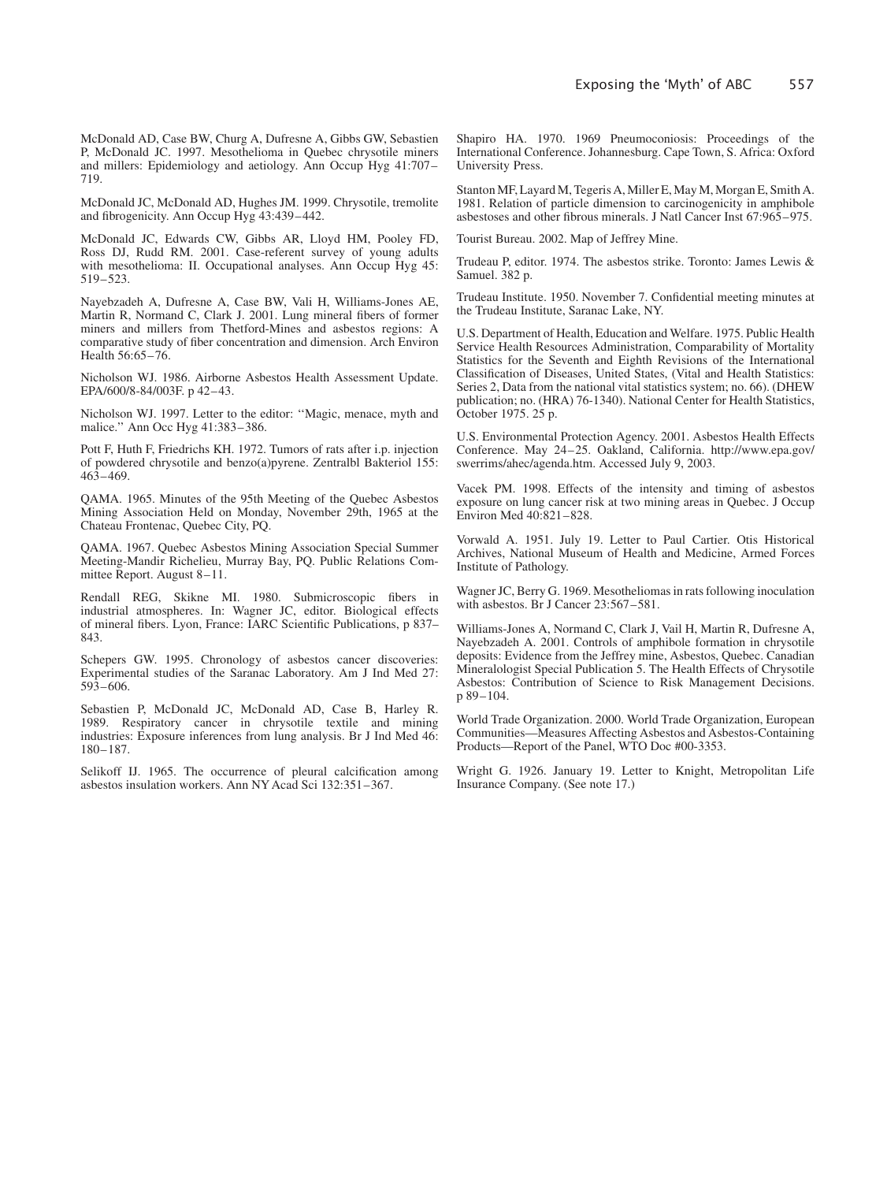McDonald AD, Case BW, Churg A, Dufresne A, Gibbs GW, Sebastien P, McDonald JC. 1997. Mesothelioma in Quebec chrysotile miners and millers: Epidemiology and aetiology. Ann Occup Hyg 41:707–719.

McDonald JC, McDonald AD, Hughes JM. 1999. Chrysotile, tremolite and fibrogenicity. Ann Occup Hyg 43:439–442.

McDonald JC, Edwards CW, Gibbs AR, Lloyd HM, Pooley FD, Ross DJ, Rudd RM. 2001. Case-referent survey of young adults with mesothelioma: II. Occupational analyses. Ann Occup Hyg 45: 519–523.

Nayebzadeh A, Dufresne A, Case BW, Vali H, Williams-Jones AE, Martin R, Normand C, Clark J. 2001. Lung mineral fibers of former miners and millers from Thetford-Mines and asbestos regions: A comparative study of fiber concentration and dimension. Arch Environ Health 56:65–76.

Nicholson WJ. 1986. Airborne Asbestos Health Assessment Update. EPA/600/8-84/003F. p 42–43.

Nicholson WJ. 1997. Letter to the editor: ''Magic, menace, myth and malice.'' Ann Occ Hyg 41:383–386.

Pott F, Huth F, Friedrichs KH. 1972. Tumors of rats after i.p. injection of powdered chrysotile and benzo(a)pyrene. Zentralbl Bakteriol 155: 463–469.

QAMA. 1965. Minutes of the 95th Meeting of the Quebec Asbestos Mining Association Held on Monday, November 29th, 1965 at the Chateau Frontenac, Quebec City, PQ.

QAMA. 1967. Quebec Asbestos Mining Association Special Summer Meeting-Mandir Richelieu, Murray Bay, PQ. Public Relations Committee Report. August 8–11.

Rendall REG, Skikne MI. 1980. Submicroscopic fibers in industrial atmospheres. In: Wagner JC, editor. Biological effects of mineral fibers. Lyon, France: IARC Scientific Publications, p 837–843.

Schepers GW. 1995. Chronology of asbestos cancer discoveries: Experimental studies of the Saranac Laboratory. Am J Ind Med 27: 593–606.

Sebastien P, McDonald JC, McDonald AD, Case B, Harley R. 1989. Respiratory cancer in chrysotile textile and mining industries: Exposure inferences from lung analysis. Br J Ind Med 46: 180–187.

Selikoff IJ. 1965. The occurrence of pleural calcification among asbestos insulation workers. Ann NY Acad Sci 132:351–367.

Shapiro HA. 1970. 1969 Pneumoconiosis: Proceedings of the International Conference. Johannesburg. Cape Town, S. Africa: Oxford University Press.

Stanton MF, Layard M, Tegeris A, Miller E, May M, Morgan E, Smith A. 1981. Relation of particle dimension to carcinogenicity in amphibole asbestoses and other fibrous minerals. J Natl Cancer Inst 67:965–975.

Tourist Bureau. 2002. Map of Jeffrey Mine.

Trudeau P, editor. 1974. The asbestos strike. Toronto: James Lewis & Samuel. 382 p.

Trudeau Institute. 1950. November 7. Confidential meeting minutes at the Trudeau Institute, Saranac Lake, NY.

U.S. Department of Health, Education and Welfare. 1975. Public Health Service Health Resources Administration, Comparability of Mortality Statistics for the Seventh and Eighth Revisions of the International Classification of Diseases, United States, (Vital and Health Statistics: Series 2, Data from the national vital statistics system; no. 66). (DHEW publication; no. (HRA) 76-1340). National Center for Health Statistics, October 1975. 25 p.

U.S. Environmental Protection Agency. 2001. Asbestos Health Effects Conference. May 24–25. Oakland, California. http://www.epa.gov/swerrims/ahec/agenda.htm. Accessed July 9, 2003.

Vacek PM. 1998. Effects of the intensity and timing of asbestos exposure on lung cancer risk at two mining areas in Quebec. J Occup Environ Med 40:821–828.

Vorwald A. 1951. July 19. Letter to Paul Cartier. Otis Historical Archives, National Museum of Health and Medicine, Armed Forces Institute of Pathology.

Wagner JC, Berry G. 1969. Mesotheliomas in rats following inoculation with asbestos. Br J Cancer 23:567–581.

Williams-Jones A, Normand C, Clark J, Vail H, Martin R, Dufresne A, Nayebzadeh A. 2001. Controls of amphibole formation in chrysotile deposits: Evidence from the Jeffrey mine, Asbestos, Quebec. Canadian Mineralologist Special Publication 5. The Health Effects of Chrysotile Asbestos: Contribution of Science to Risk Management Decisions. p 89–104.

World Trade Organization. 2000. World Trade Organization, European Communities—Measures Affecting Asbestos and Asbestos-Containing Products—Report of the Panel, WTO Doc #00-3353.

Wright G. 1926. January 19. Letter to Knight, Metropolitan Life Insurance Company. (See note 17.)